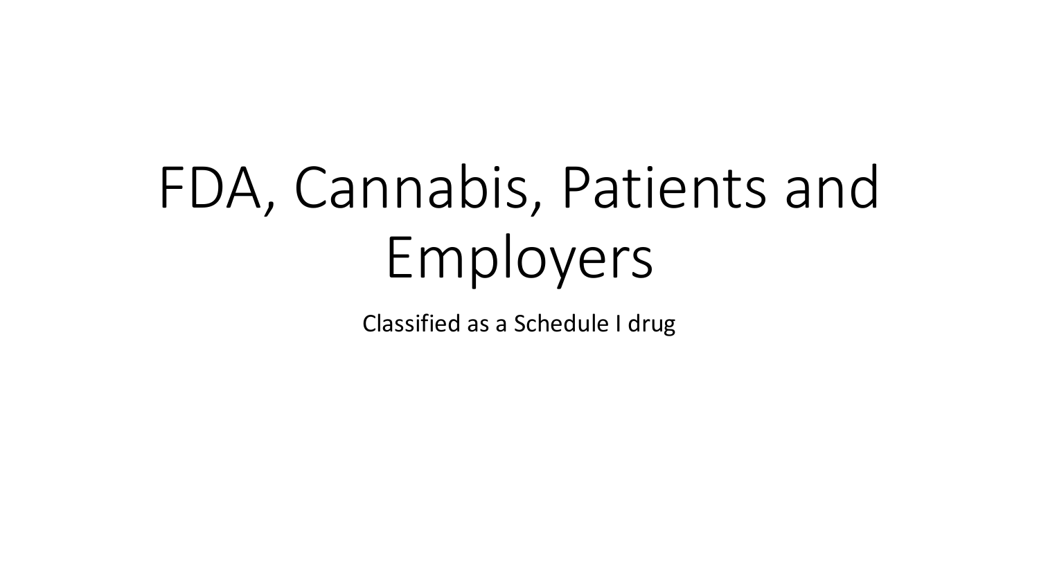# FDA, Cannabis, Patients and Employers

Classified as a Schedule I drug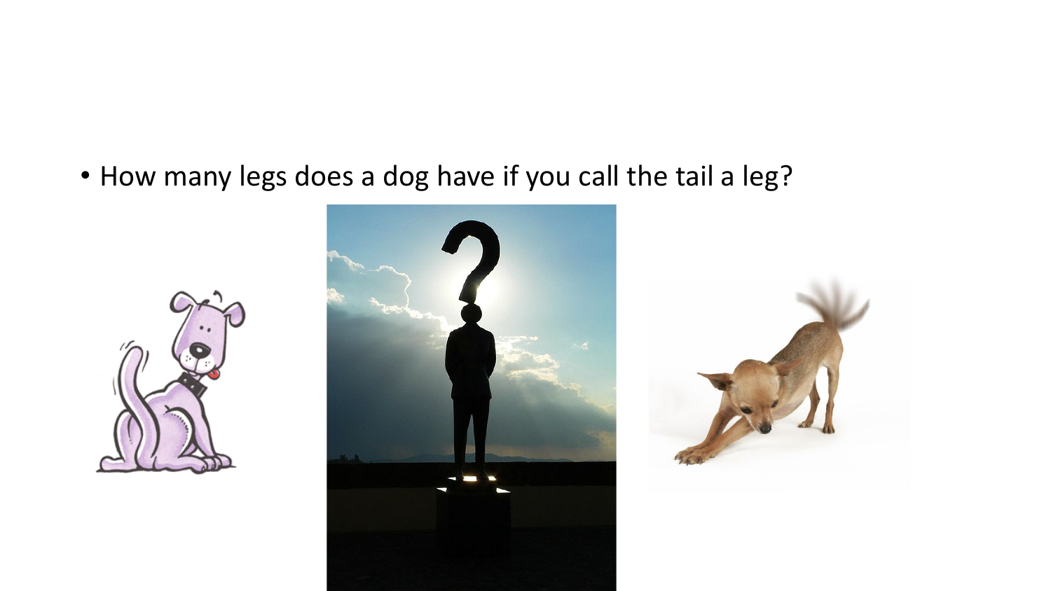- How many legs does a dog have if you call the tail a leg?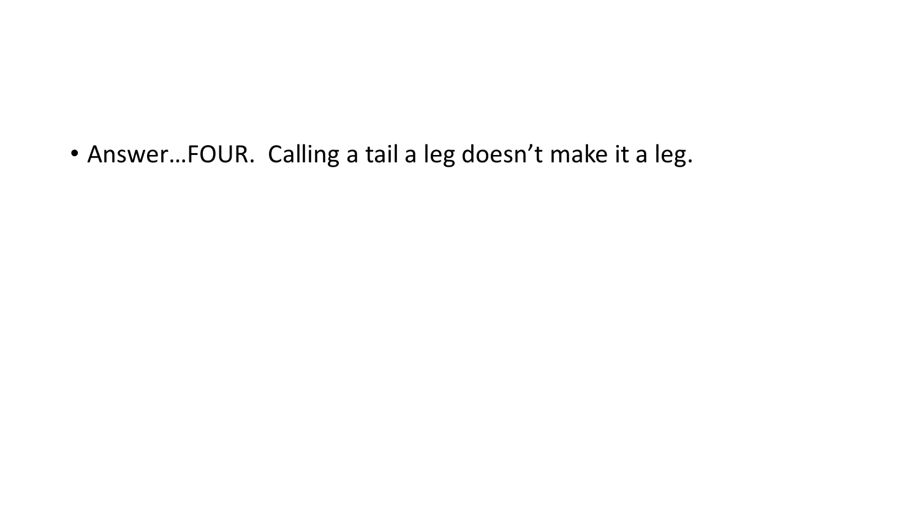- Answer…FOUR.  Calling a tail a leg doesn't make it a leg.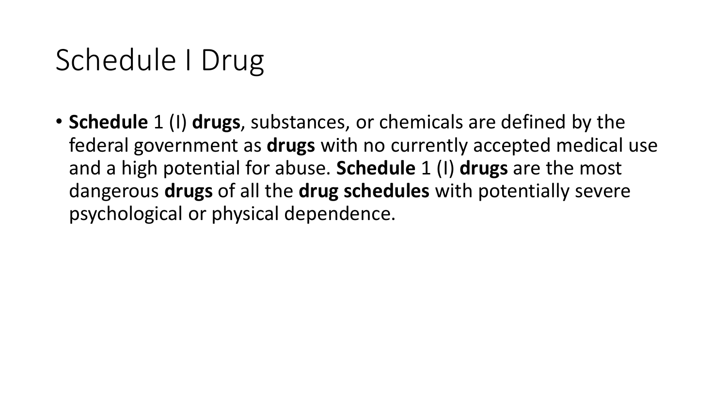# Schedule I Drug

- **Schedule** 1 (I) **drugs**, substances, or chemicals are defined by the federal government as **drugs** with no currently accepted medical use and a high potential for abuse. **Schedule** 1 (I) **drugs** are the most dangerous **drugs** of all the **drug schedules** with potentially severe psychological or physical dependence.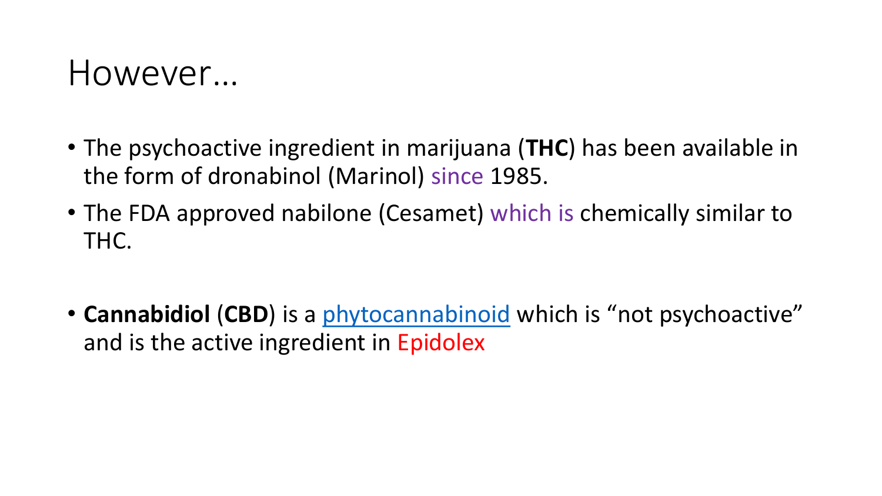# However…

- The psychoactive ingredient in marijuana (**THC**) has been available in the form of dronabinol (Marinol) since 1985.
- The FDA approved nabilone (Cesamet) which is chemically similar to THC.

- **Cannabidiol** (**CBD**) is a phytocannabinoid which is "not psychoactive" and is the active ingredient in Epidolex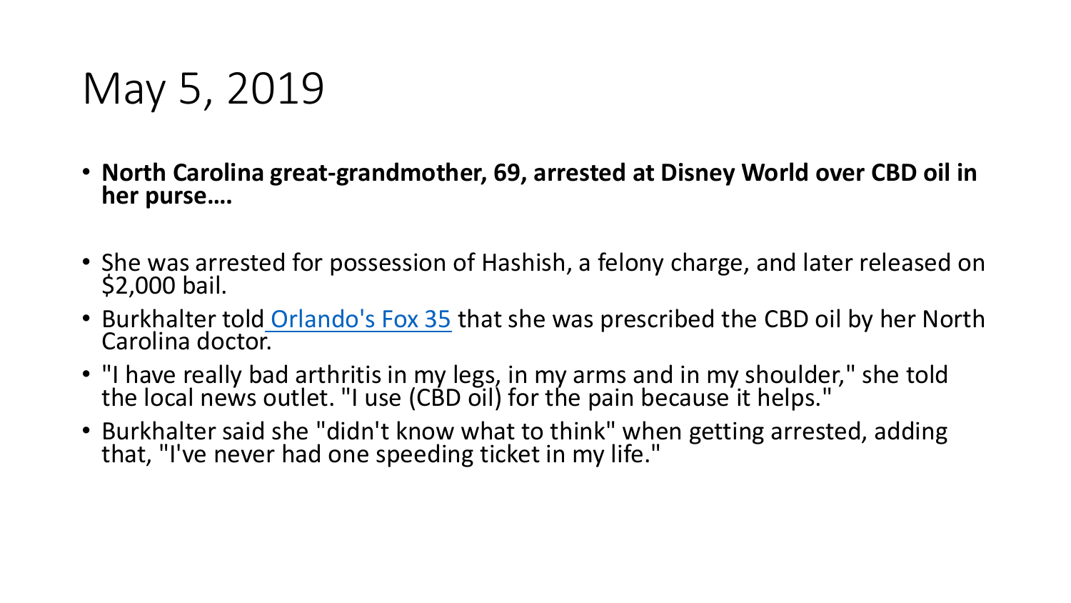# May 5, 2019

- **North Carolina great-grandmother, 69, arrested at Disney World over CBD oil in her purse….**

- She was arrested for possession of Hashish, a felony charge, and later released on $2,000 bail.
- Burkhalter told Orlando's Fox 35 that she was prescribed the CBD oil by her North Carolina doctor.
- "I have really bad arthritis in my legs, in my arms and in my shoulder," she told the local news outlet. "I use (CBD oil) for the pain because it helps."
- Burkhalter said she "didn't know what to think" when getting arrested, adding that, "I've never had one speeding ticket in my life."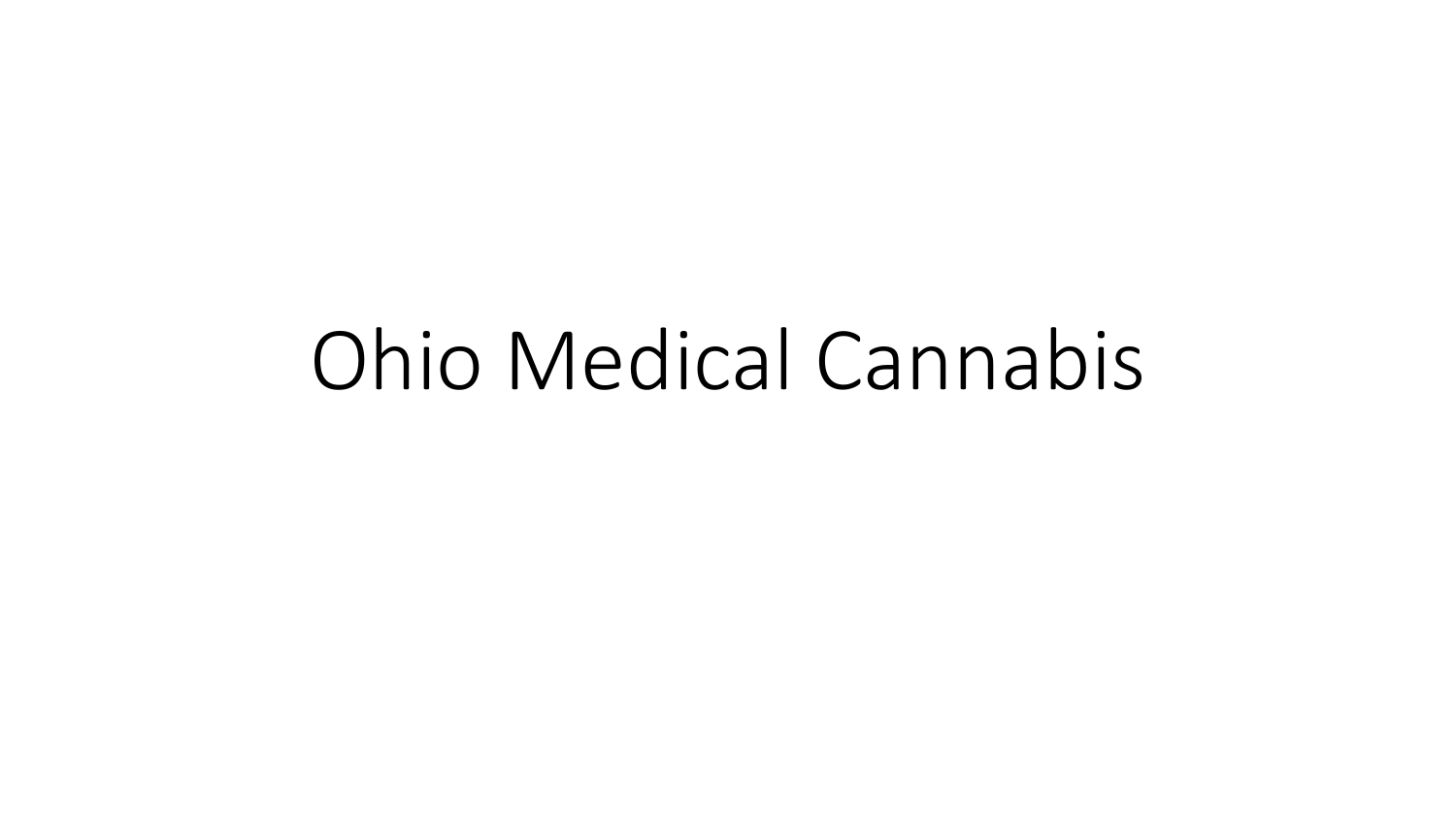# Ohio Medical Cannabis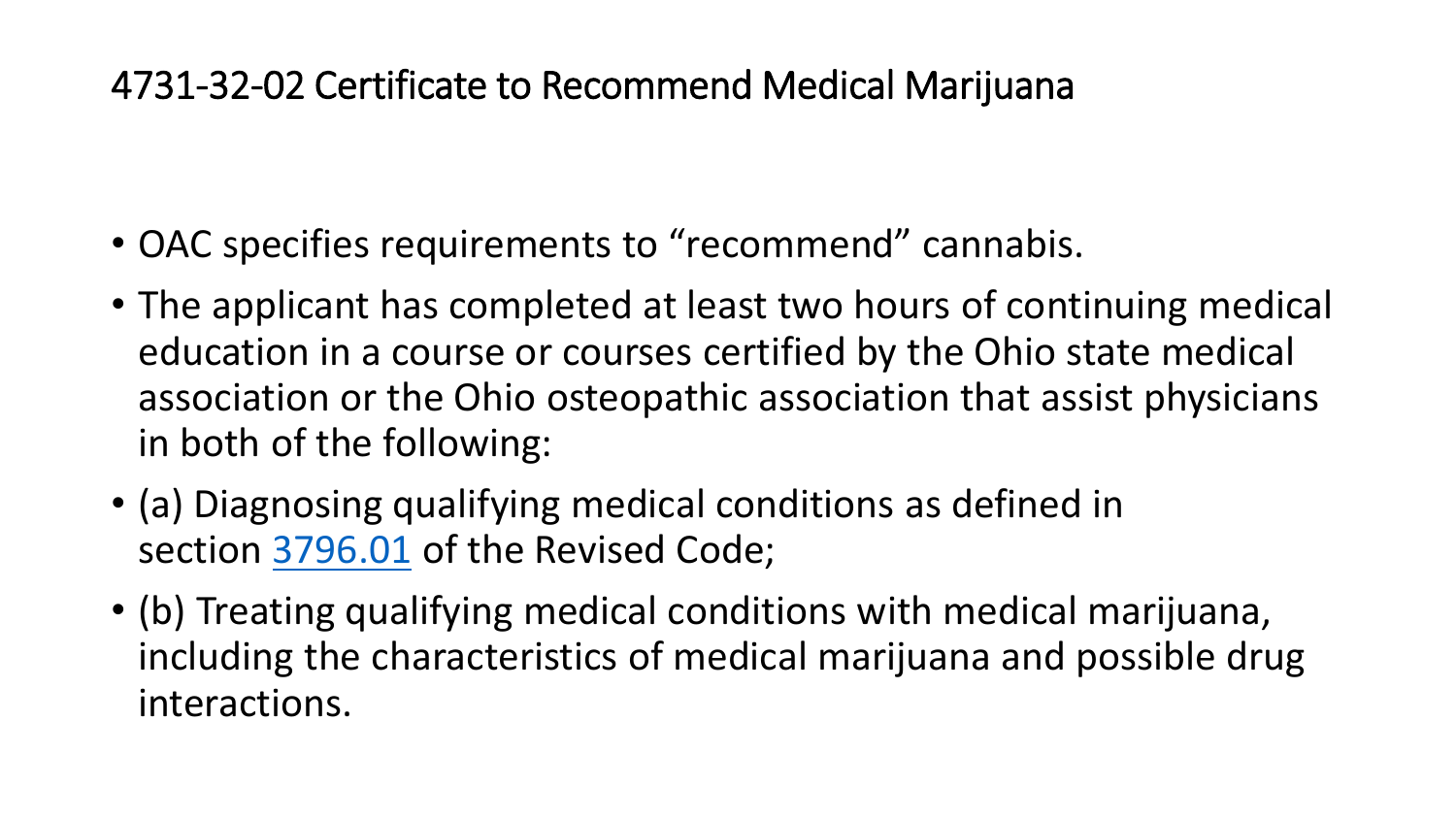# 4731-32-02 Certificate to Recommend Medical Marijuana

- OAC specifies requirements to "recommend" cannabis.
- The applicant has completed at least two hours of continuing medical education in a course or courses certified by the Ohio state medical association or the Ohio osteopathic association that assist physicians in both of the following:
- (a) Diagnosing qualifying medical conditions as defined in section 3796.01 of the Revised Code;
- (b) Treating qualifying medical conditions with medical marijuana, including the characteristics of medical marijuana and possible drug interactions.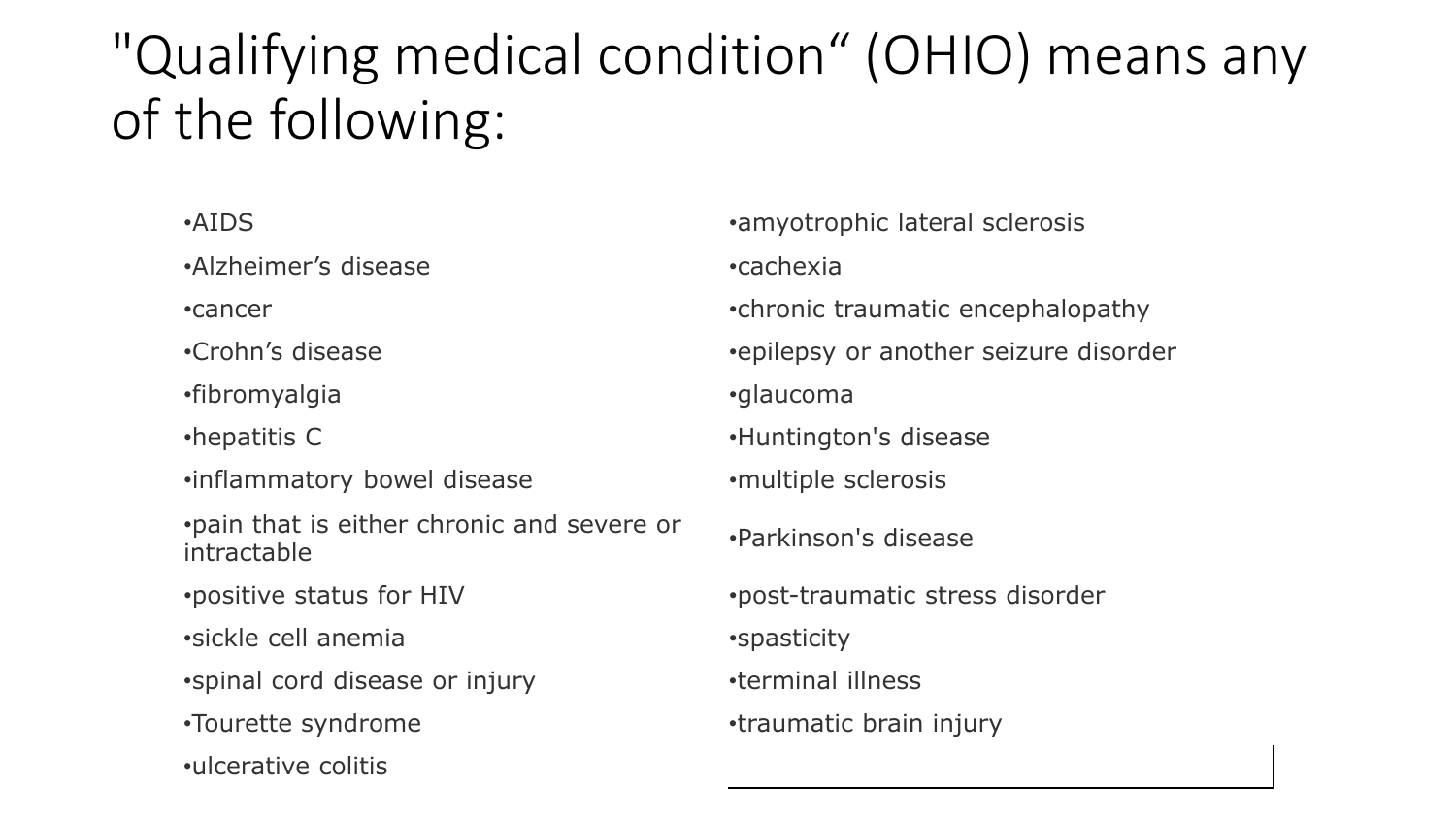# "Qualifying medical condition" (OHIO) means any of the following:

- AIDS
- Alzheimer's disease
- cancer
- Crohn's disease
- fibromyalgia
- hepatitis C
- inflammatory bowel disease
- pain that is either chronic and severe or intractable
- positive status for HIV
- sickle cell anemia
- spinal cord disease or injury
- Tourette syndrome
- ulcerative colitis
- amyotrophic lateral sclerosis
- cachexia
- chronic traumatic encephalopathy
- epilepsy or another seizure disorder
- glaucoma
- Huntington's disease
- multiple sclerosis
- Parkinson's disease
- post-traumatic stress disorder
- spasticity
- terminal illness
- traumatic brain injury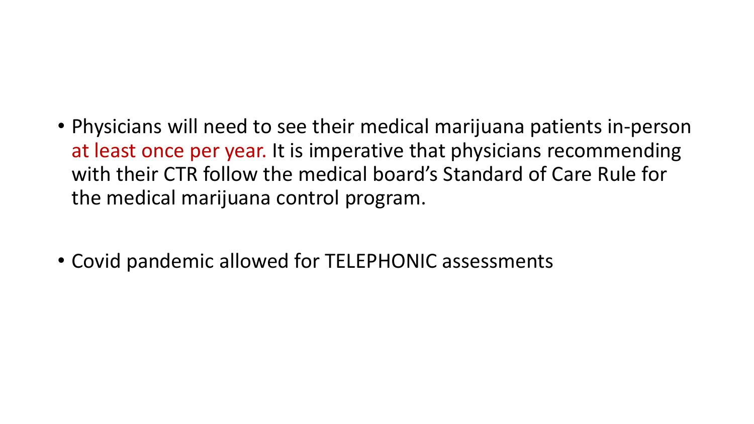- Physicians will need to see their medical marijuana patients in-person at least once per year. It is imperative that physicians recommending with their CTR follow the medical board's Standard of Care Rule for the medical marijuana control program.

- Covid pandemic allowed for TELEPHONIC assessments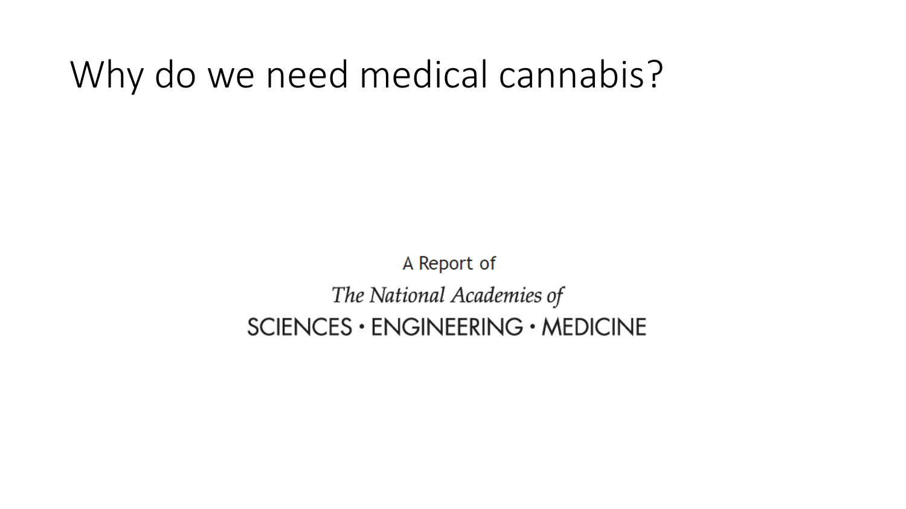# Why do we need medical cannabis?

A Report of

*The National Academies of*

SCIENCES • ENGINEERING • MEDICINE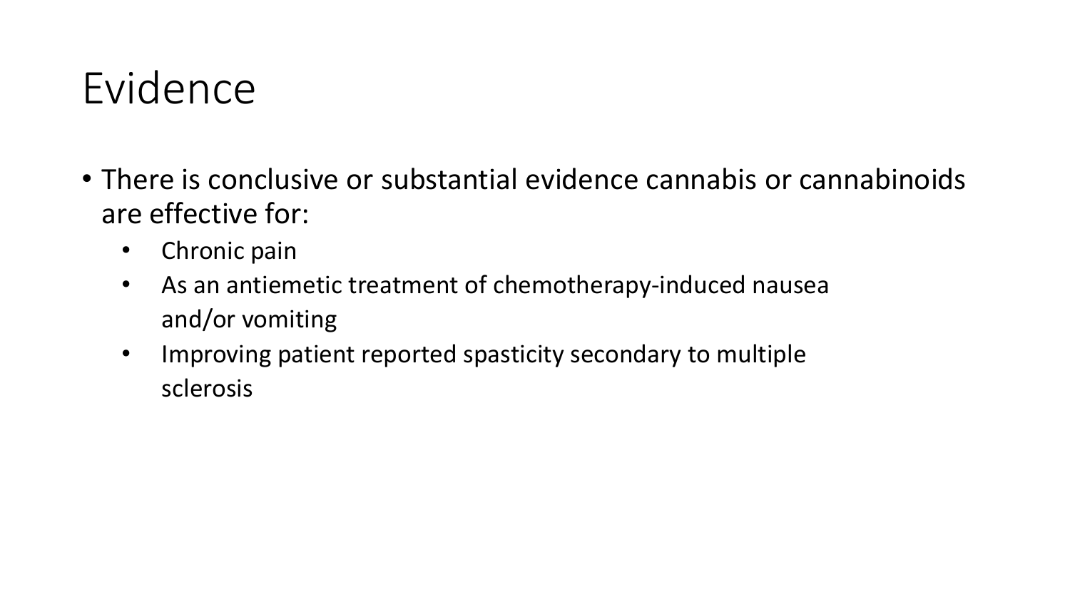# Evidence

- There is conclusive or substantial evidence cannabis or cannabinoids are effective for:
  - Chronic pain
  - As an antiemetic treatment of chemotherapy-induced nausea and/or vomiting
  - Improving patient reported spasticity secondary to multiple sclerosis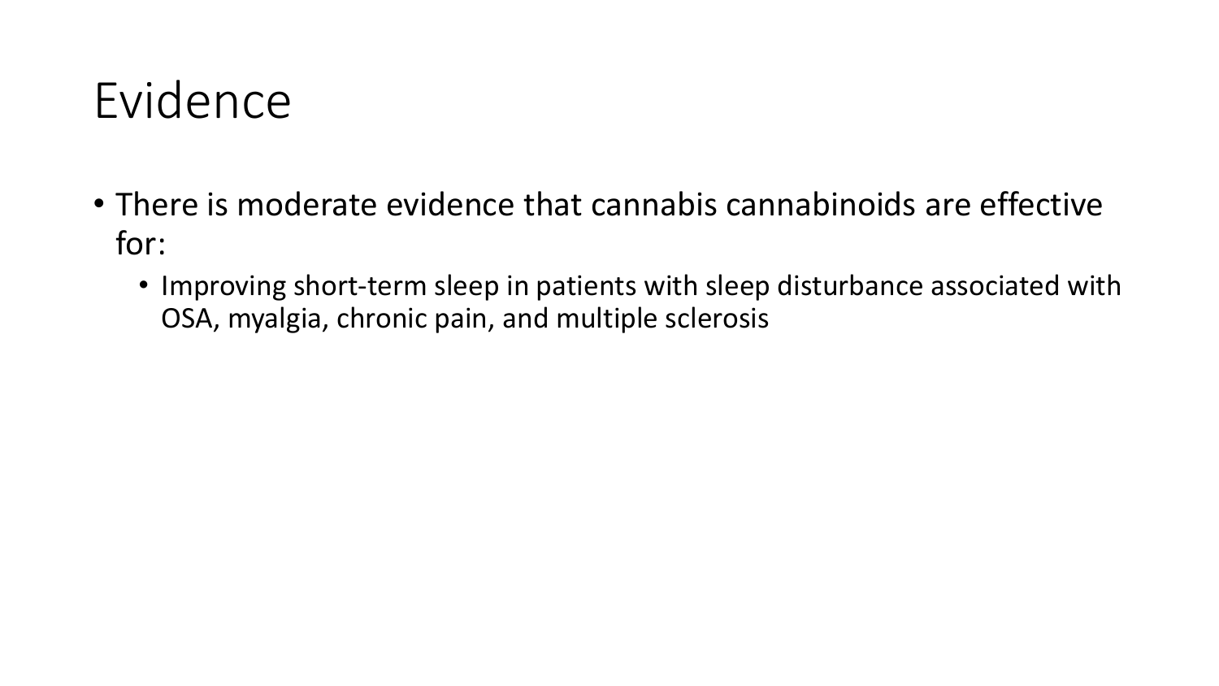# Evidence

- There is moderate evidence that cannabis cannabinoids are effective for:
  - Improving short-term sleep in patients with sleep disturbance associated with OSA, myalgia, chronic pain, and multiple sclerosis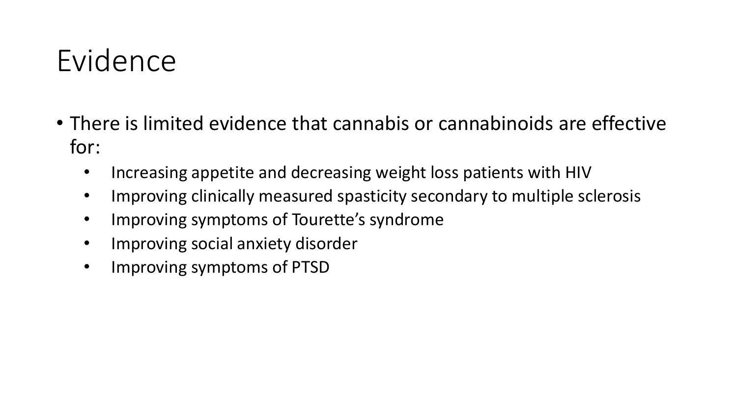# Evidence

- There is limited evidence that cannabis or cannabinoids are effective for:
  - Increasing appetite and decreasing weight loss patients with HIV
  - Improving clinically measured spasticity secondary to multiple sclerosis
  - Improving symptoms of Tourette's syndrome
  - Improving social anxiety disorder
  - Improving symptoms of PTSD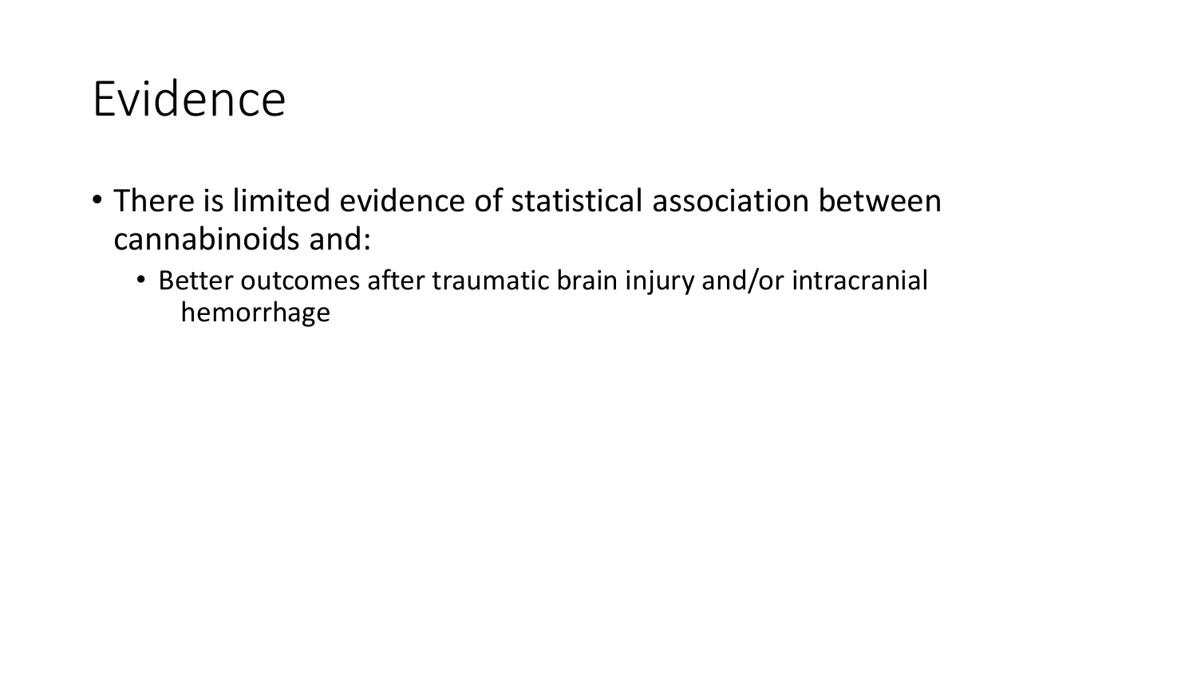# Evidence

- There is limited evidence of statistical association between cannabinoids and:
  - Better outcomes after traumatic brain injury and/or intracranial hemorrhage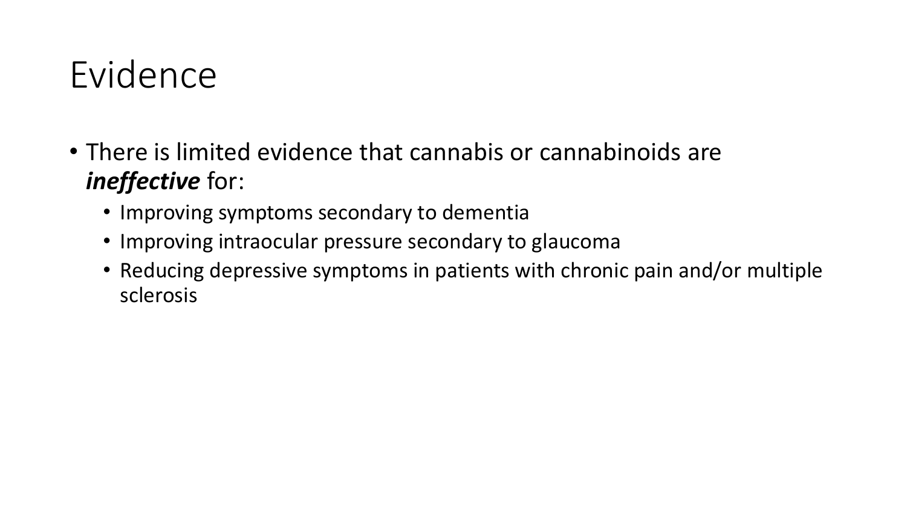# Evidence

- There is limited evidence that cannabis or cannabinoids are ***ineffective*** for:
  - Improving symptoms secondary to dementia
  - Improving intraocular pressure secondary to glaucoma
  - Reducing depressive symptoms in patients with chronic pain and/or multiple sclerosis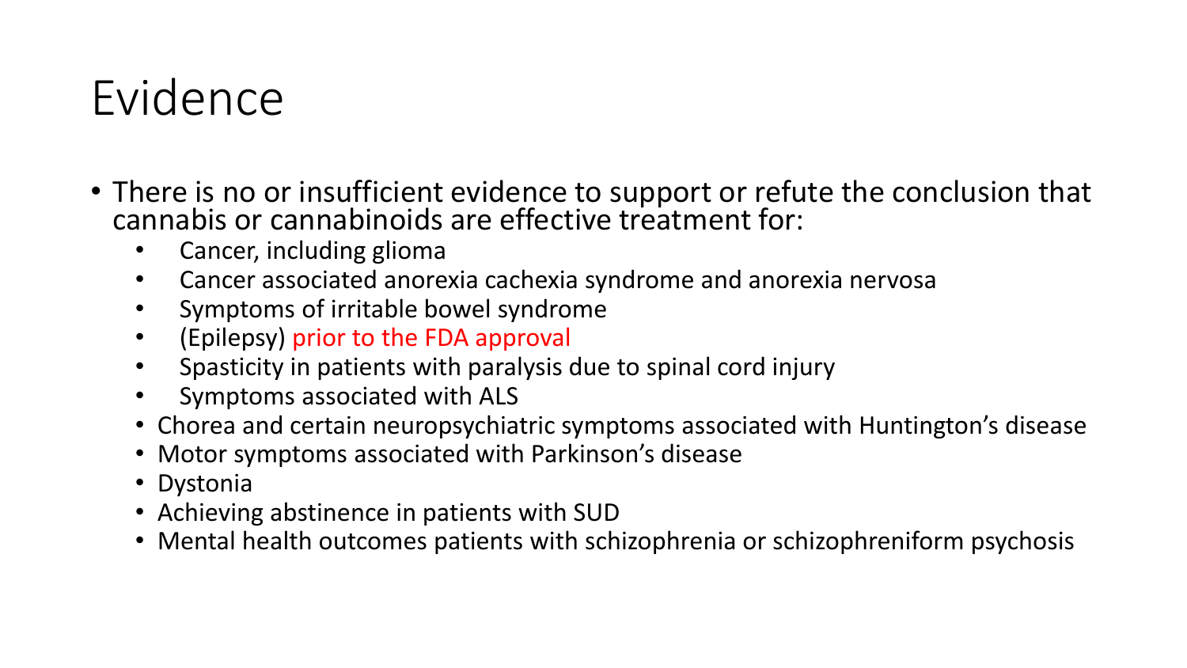# Evidence

- There is no or insufficient evidence to support or refute the conclusion that cannabis or cannabinoids are effective treatment for:
  - Cancer, including glioma
  - Cancer associated anorexia cachexia syndrome and anorexia nervosa
  - Symptoms of irritable bowel syndrome
  - (Epilepsy) prior to the FDA approval
  - Spasticity in patients with paralysis due to spinal cord injury
  - Symptoms associated with ALS
  - Chorea and certain neuropsychiatric symptoms associated with Huntington's disease
  - Motor symptoms associated with Parkinson's disease
  - Dystonia
  - Achieving abstinence in patients with SUD
  - Mental health outcomes patients with schizophrenia or schizophreniform psychosis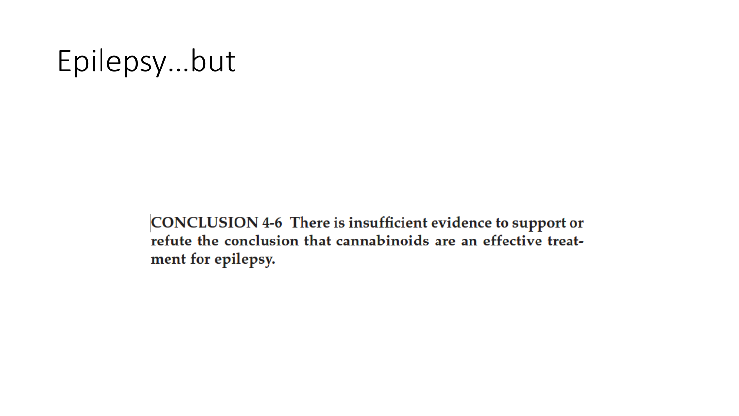# Epilepsy…but

**CONCLUSION 4-6 There is insufficient evidence to support or refute the conclusion that cannabinoids are an effective treatment for epilepsy.**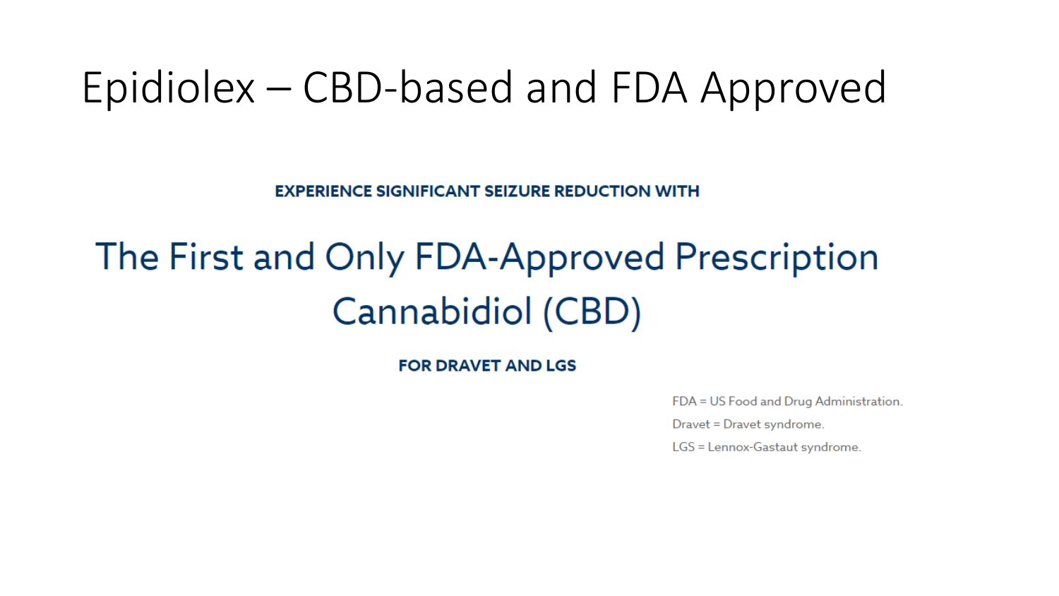# Epidiolex – CBD-based and FDA Approved

**EXPERIENCE SIGNIFICANT SEIZURE REDUCTION WITH**

## The First and Only FDA-Approved Prescription Cannabidiol (CBD)

**FOR DRAVET AND LGS**

FDA = US Food and Drug Administration.

Dravet = Dravet syndrome.

LGS = Lennox-Gastaut syndrome.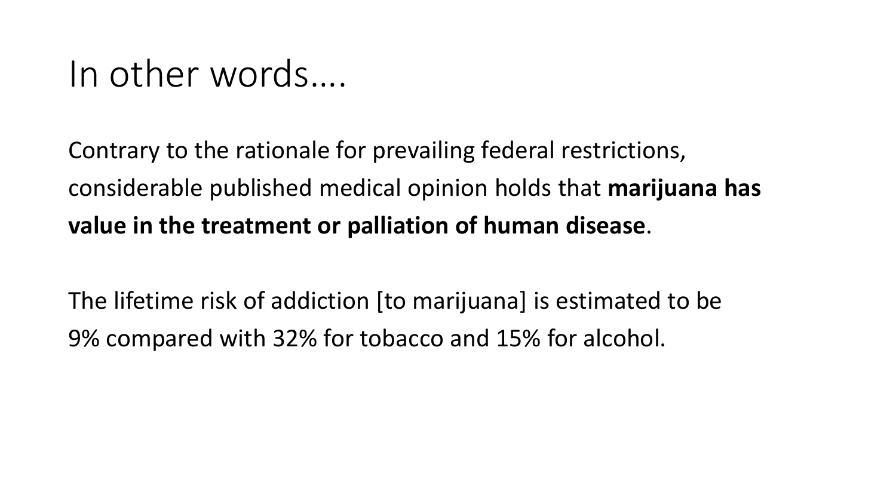# In other words….

Contrary to the rationale for prevailing federal restrictions, considerable published medical opinion holds that **marijuana has value in the treatment or palliation of human disease**.

The lifetime risk of addiction [to marijuana] is estimated to be 9% compared with 32% for tobacco and 15% for alcohol.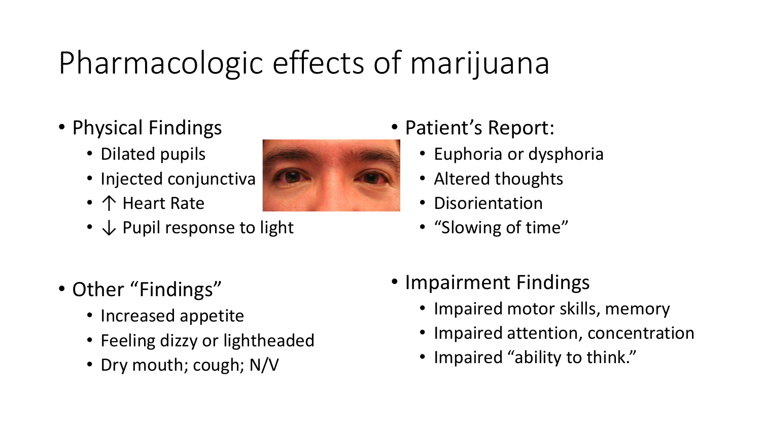# Pharmacologic effects of marijuana

- Physical Findings
  - Dilated pupils
  - Injected conjunctiva
  - ↑ Heart Rate
  - ↓ Pupil response to light
- Patient's Report:
  - Euphoria or dysphoria
  - Altered thoughts
  - Disorientation
  - "Slowing of time"
- Other "Findings"
  - Increased appetite
  - Feeling dizzy or lightheaded
  - Dry mouth; cough; N/V
- Impairment Findings
  - Impaired motor skills, memory
  - Impaired attention, concentration
  - Impaired "ability to think."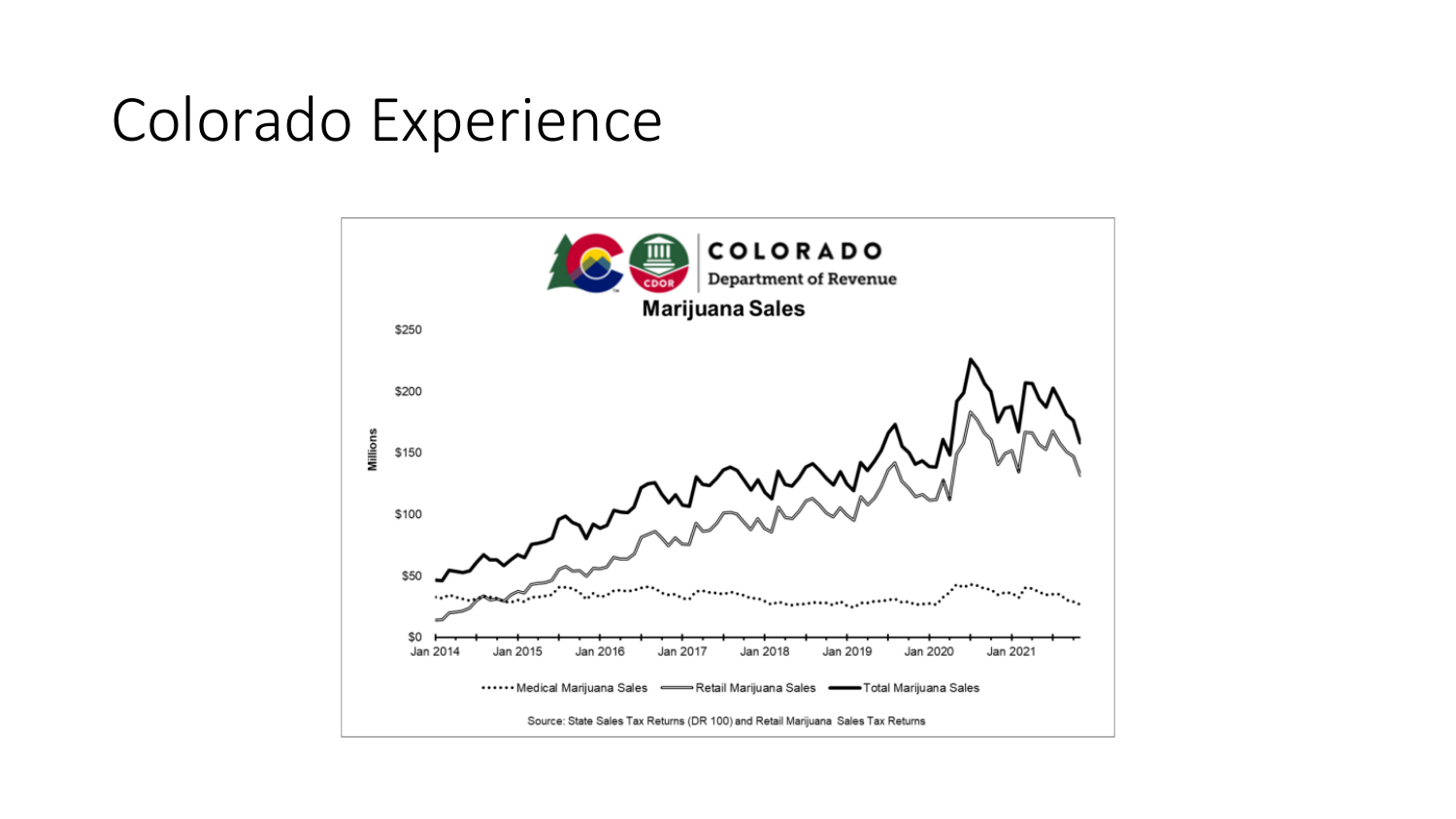# Colorado Experience

COLORADO
Department of Revenue

**Marijuana Sales**

Millions

$250
$200
$150
$100
$50
$0

Jan 2014 Jan 2015 Jan 2016 Jan 2017 Jan 2018 Jan 2019 Jan 2020 Jan 2021

Medical Marijuana Sales | Retail Marijuana Sales | Total Marijuana Sales

Source: State Sales Tax Returns (DR 100) and Retail Marijuana Sales Tax Returns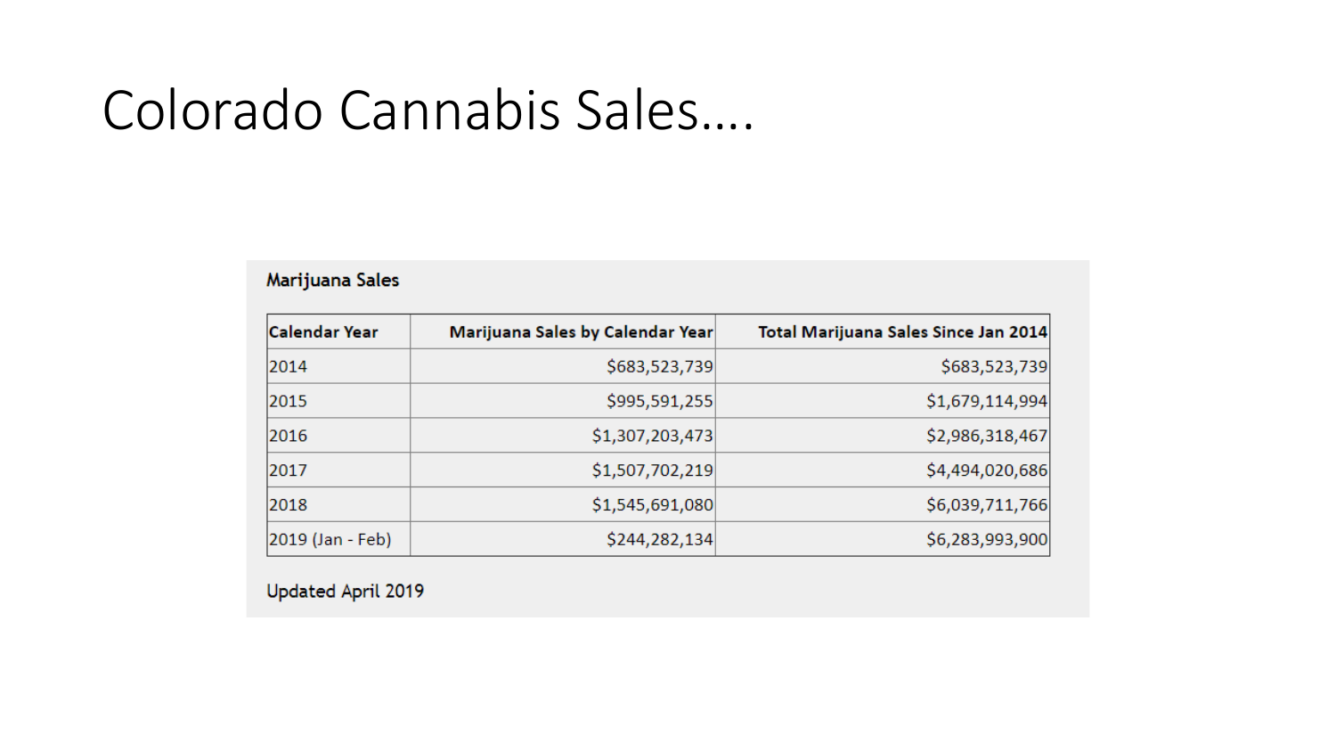# Colorado Cannabis Sales….

**Marijuana Sales**

| Calendar Year | Marijuana Sales by Calendar Year | Total Marijuana Sales Since Jan 2014 |
|---|---:|---:|
| 2014 | $683,523,739 | $683,523,739 |
| 2015 | $995,591,255 | $1,679,114,994 |
| 2016 | $1,307,203,473 | $2,986,318,467 |
| 2017 | $1,507,702,219 | $4,494,020,686 |
| 2018 | $1,545,691,080 | $6,039,711,766 |
| 2019 (Jan - Feb) | $244,282,134 | $6,283,993,900 |

Updated April 2019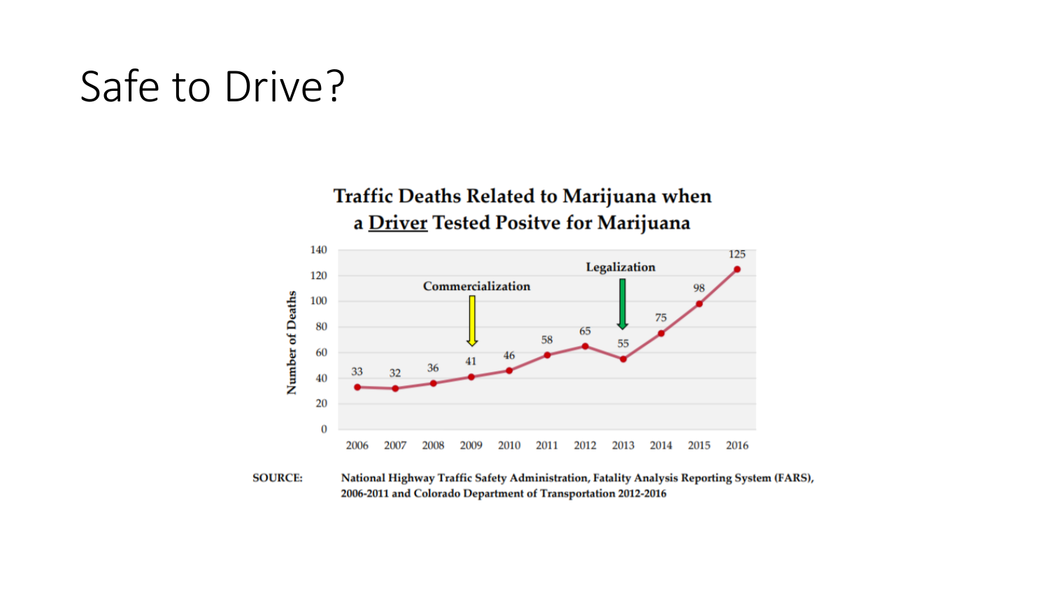# Safe to Drive?

**Traffic Deaths Related to Marijuana when a Driver Tested Positve for Marijuana**

| Year | Number of Deaths |
|---|---|
| 2006 | 33 |
| 2007 | 32 |
| 2008 | 36 |
| 2009 | 41 |
| 2010 | 46 |
| 2011 | 58 |
| 2012 | 65 |
| 2013 | 55 |
| 2014 | 75 |
| 2015 | 98 |
| 2016 | 125 |

Commercialization (2009); Legalization (2013)

**SOURCE:** National Highway Traffic Safety Administration, Fatality Analysis Reporting System (FARS), 2006-2011 and Colorado Department of Transportation 2012-2016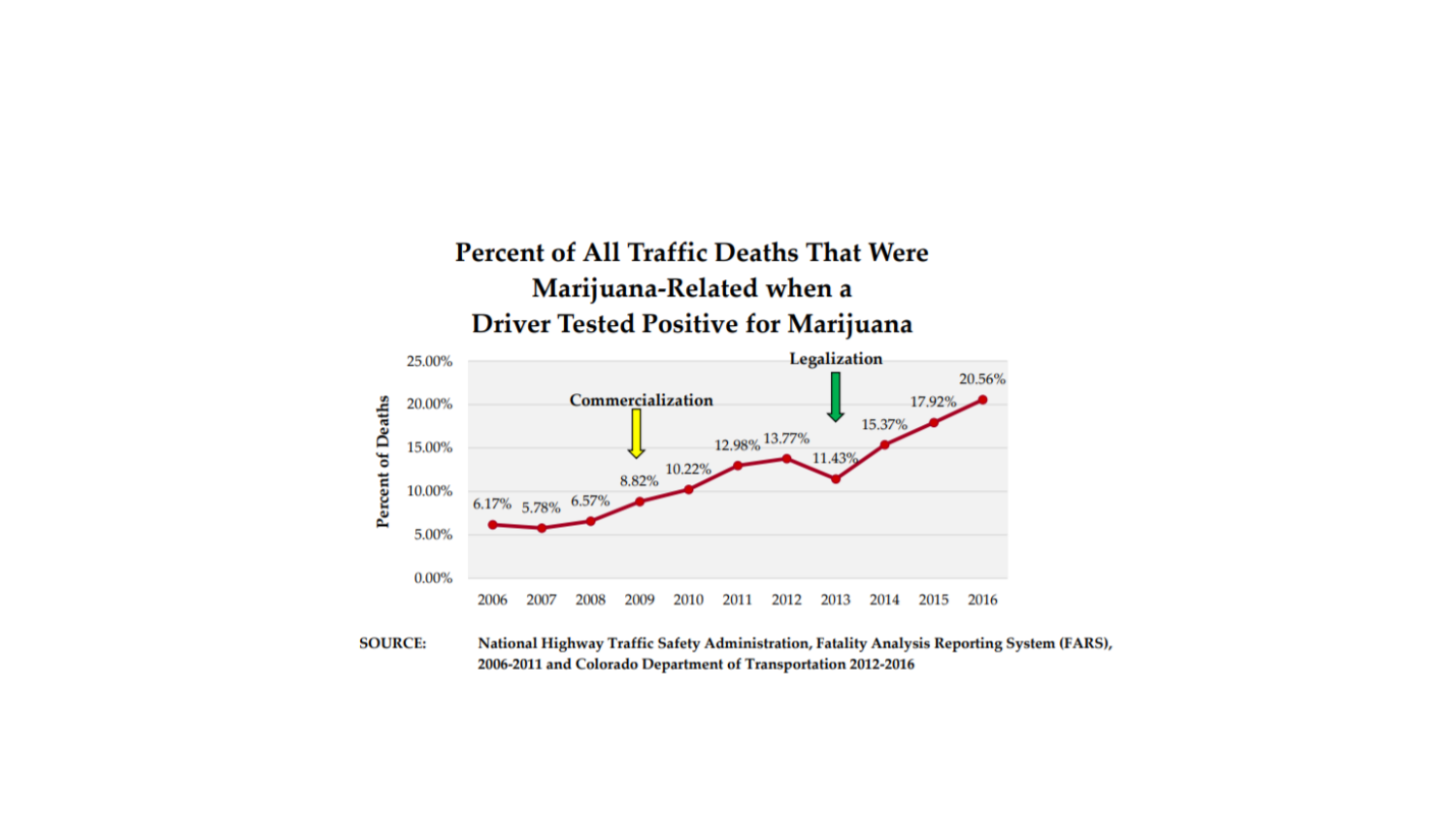## Percent of All Traffic Deaths That Were Marijuana-Related when a Driver Tested Positive for Marijuana

| Year | Percent of Deaths |
|---|---|
| 2006 | 6.17% |
| 2007 | 5.78% |
| 2008 | 6.57% |
| 2009 | 8.82% |
| 2010 | 10.22% |
| 2011 | 12.98% |
| 2012 | 13.77% |
| 2013 | 11.43% |
| 2014 | 15.37% |
| 2015 | 17.92% |
| 2016 | 20.56% |

Commercialization (2009); Legalization (2013)

SOURCE: National Highway Traffic Safety Administration, Fatality Analysis Reporting System (FARS), 2006-2011 and Colorado Department of Transportation 2012-2016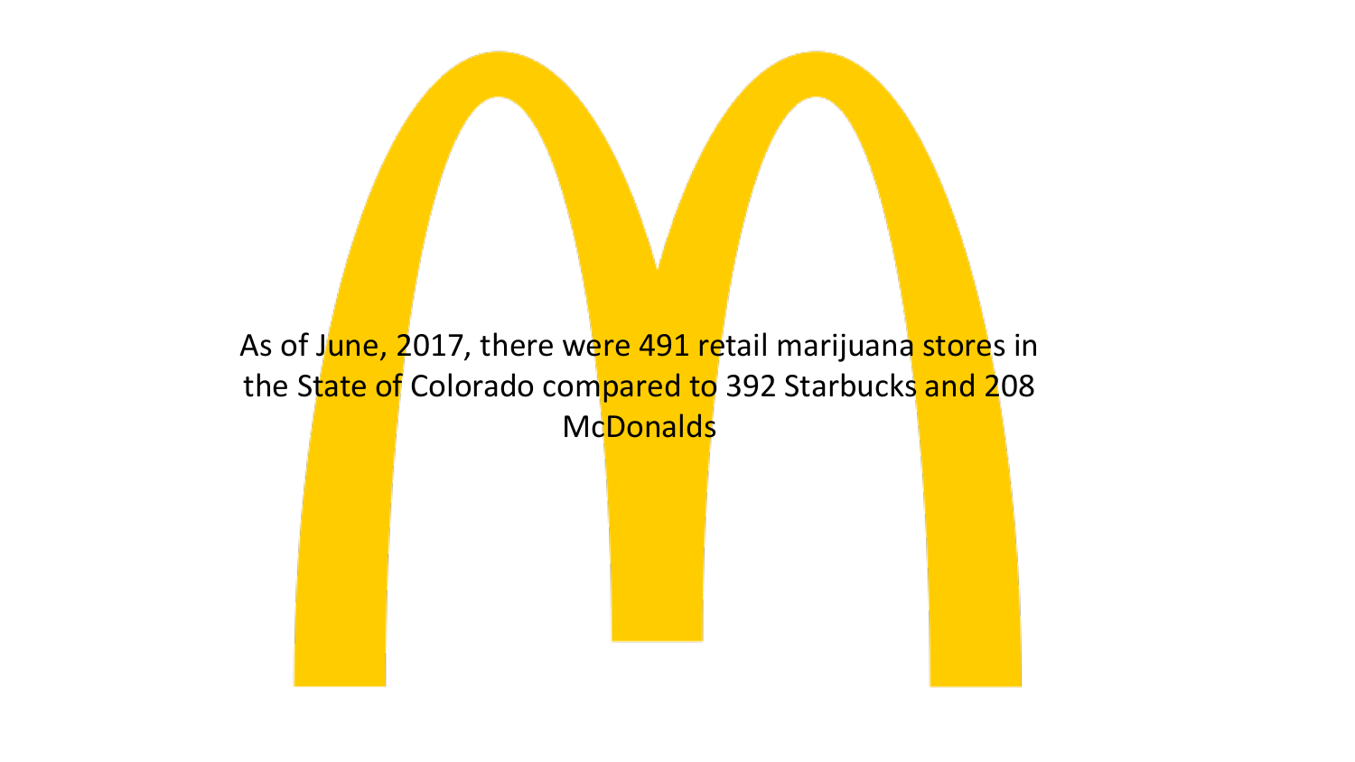As of June, 2017, there were 491 retail marijuana stores in the State of Colorado compared to 392 Starbucks and 208 McDonalds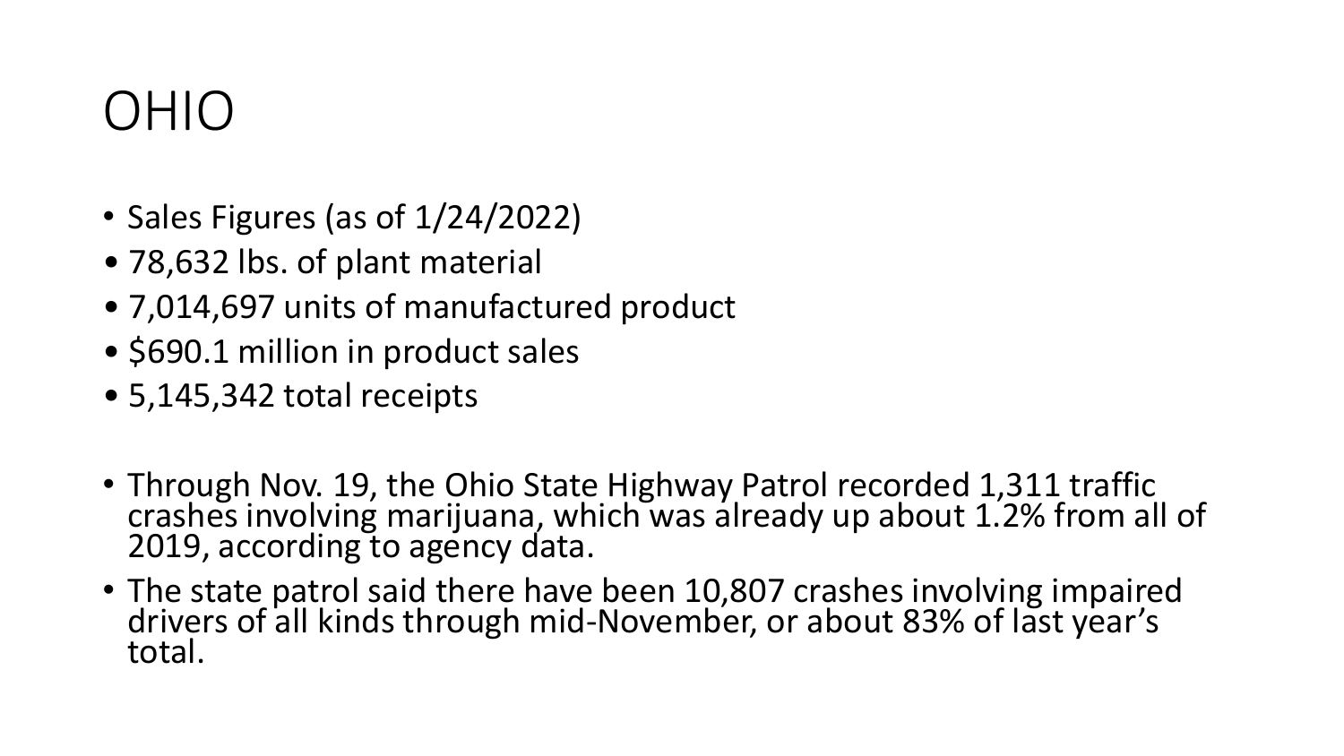# OHIO

- Sales Figures (as of 1/24/2022)
- 78,632 lbs. of plant material
- 7,014,697 units of manufactured product
- $690.1 million in product sales
- 5,145,342 total receipts

- Through Nov. 19, the Ohio State Highway Patrol recorded 1,311 traffic crashes involving marijuana, which was already up about 1.2% from all of 2019, according to agency data.
- The state patrol said there have been 10,807 crashes involving impaired drivers of all kinds through mid-November, or about 83% of last year's total.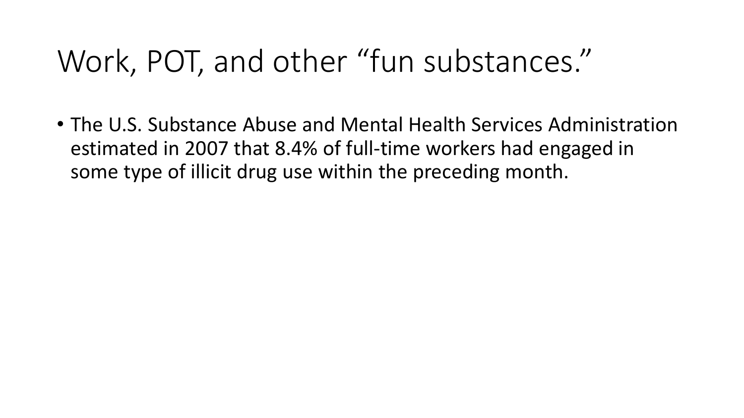# Work, POT, and other “fun substances.”

- The U.S. Substance Abuse and Mental Health Services Administration estimated in 2007 that 8.4% of full-time workers had engaged in some type of illicit drug use within the preceding month.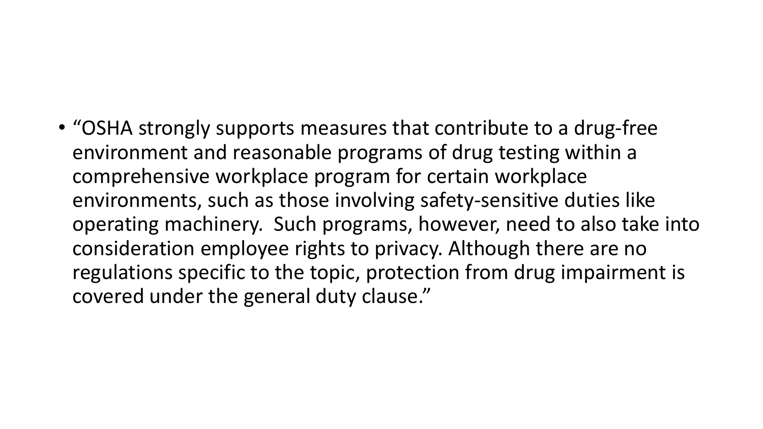- "OSHA strongly supports measures that contribute to a drug-free environment and reasonable programs of drug testing within a comprehensive workplace program for certain workplace environments, such as those involving safety-sensitive duties like operating machinery. Such programs, however, need to also take into consideration employee rights to privacy. Although there are no regulations specific to the topic, protection from drug impairment is covered under the general duty clause."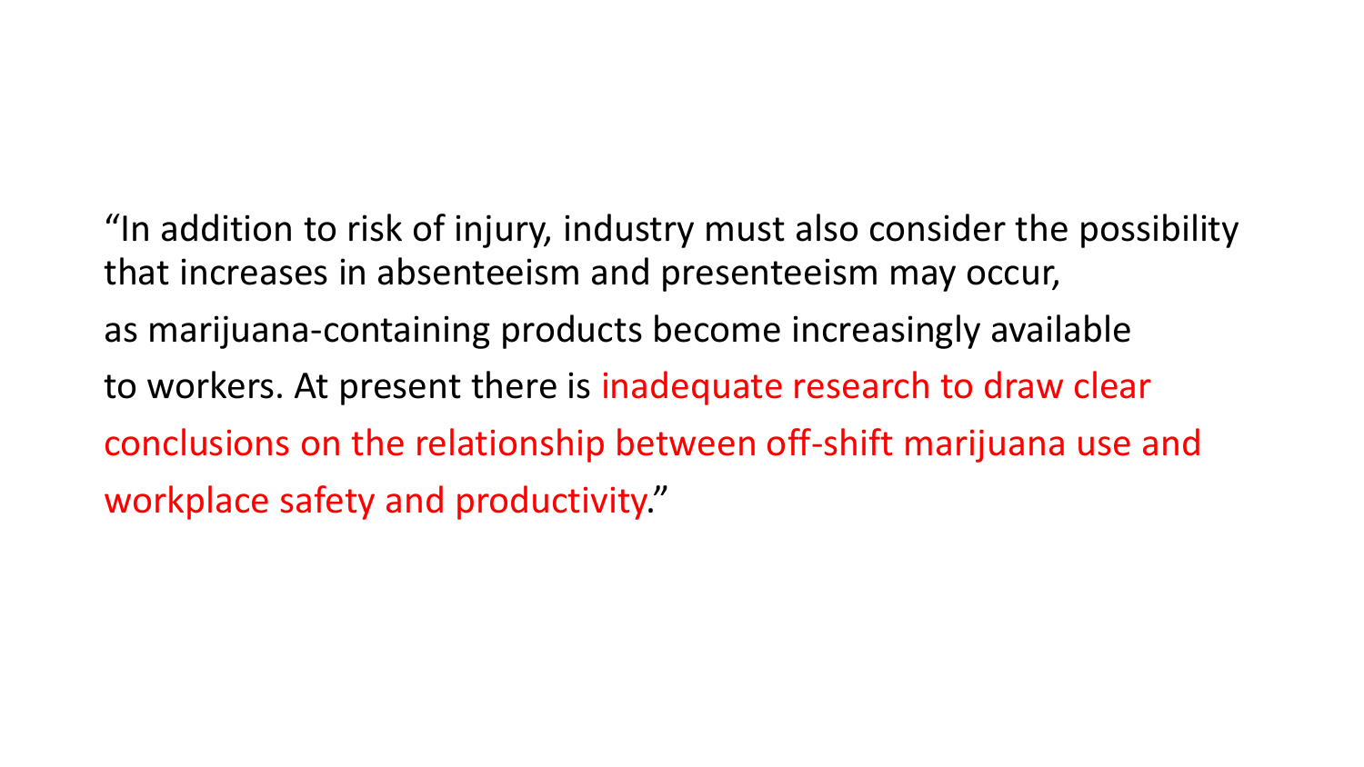"In addition to risk of injury, industry must also consider the possibility that increases in absenteeism and presenteeism may occur, as marijuana-containing products become increasingly available to workers. At present there is inadequate research to draw clear conclusions on the relationship between off-shift marijuana use and workplace safety and productivity."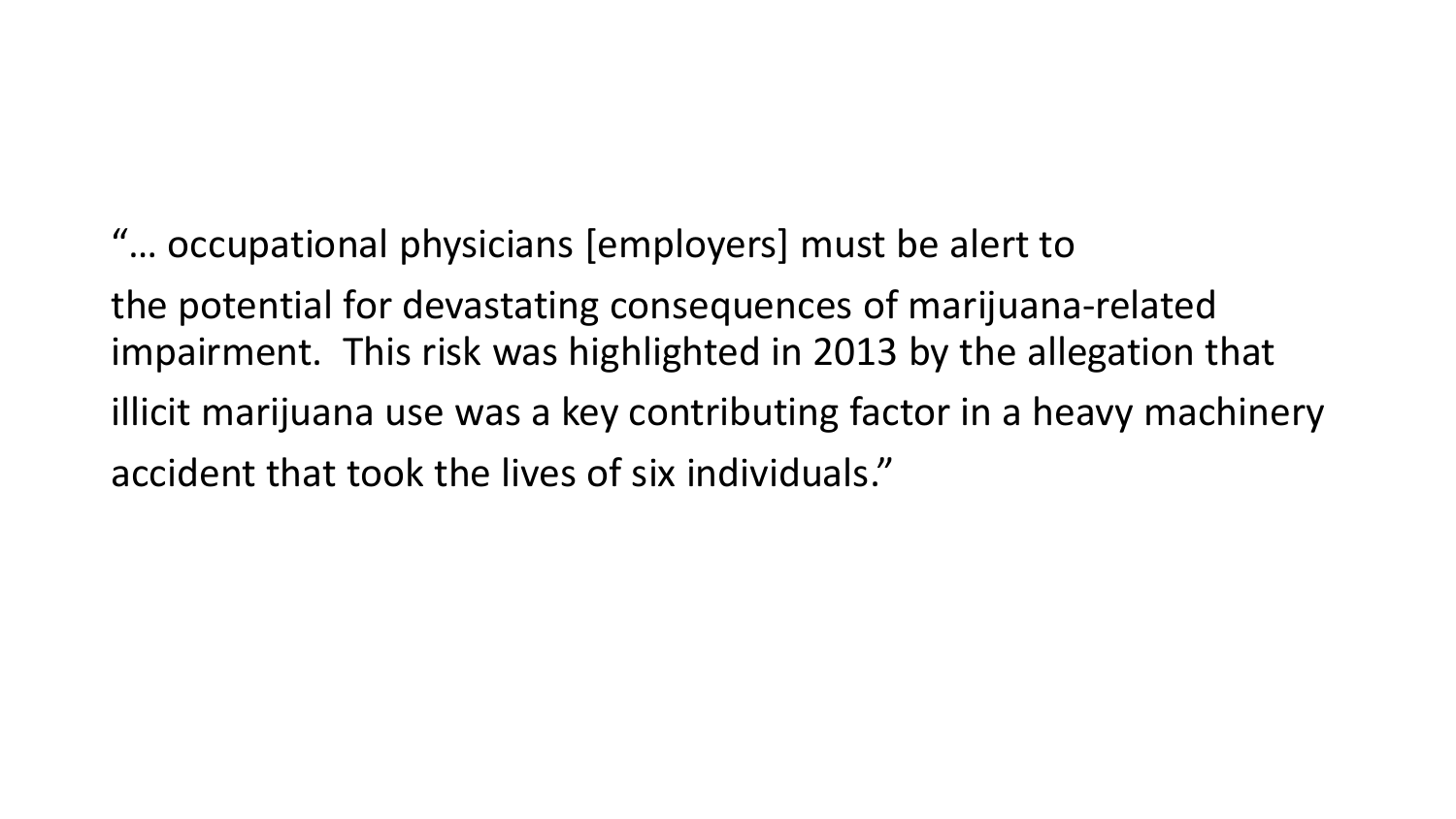"… occupational physicians [employers] must be alert to the potential for devastating consequences of marijuana-related impairment.  This risk was highlighted in 2013 by the allegation that illicit marijuana use was a key contributing factor in a heavy machinery accident that took the lives of six individuals."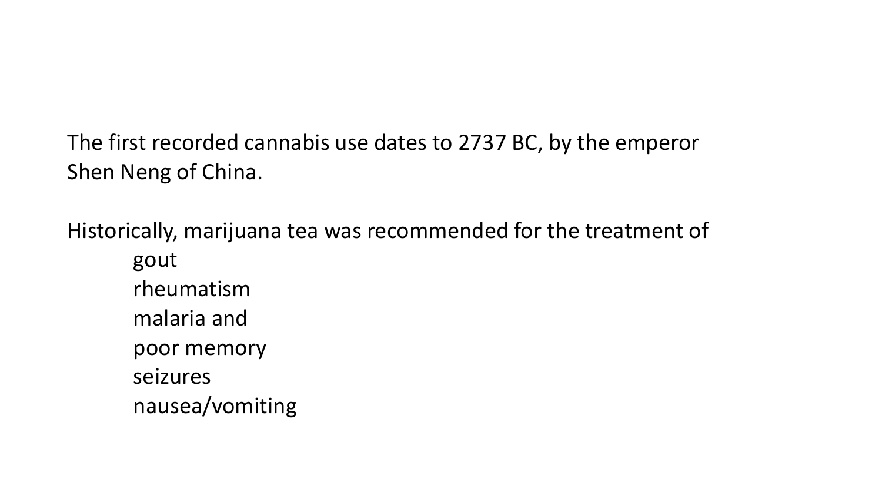The first recorded cannabis use dates to 2737 BC, by the emperor Shen Neng of China.

Historically, marijuana tea was recommended for the treatment of

- gout
- rheumatism
- malaria and
- poor memory
- seizures
- nausea/vomiting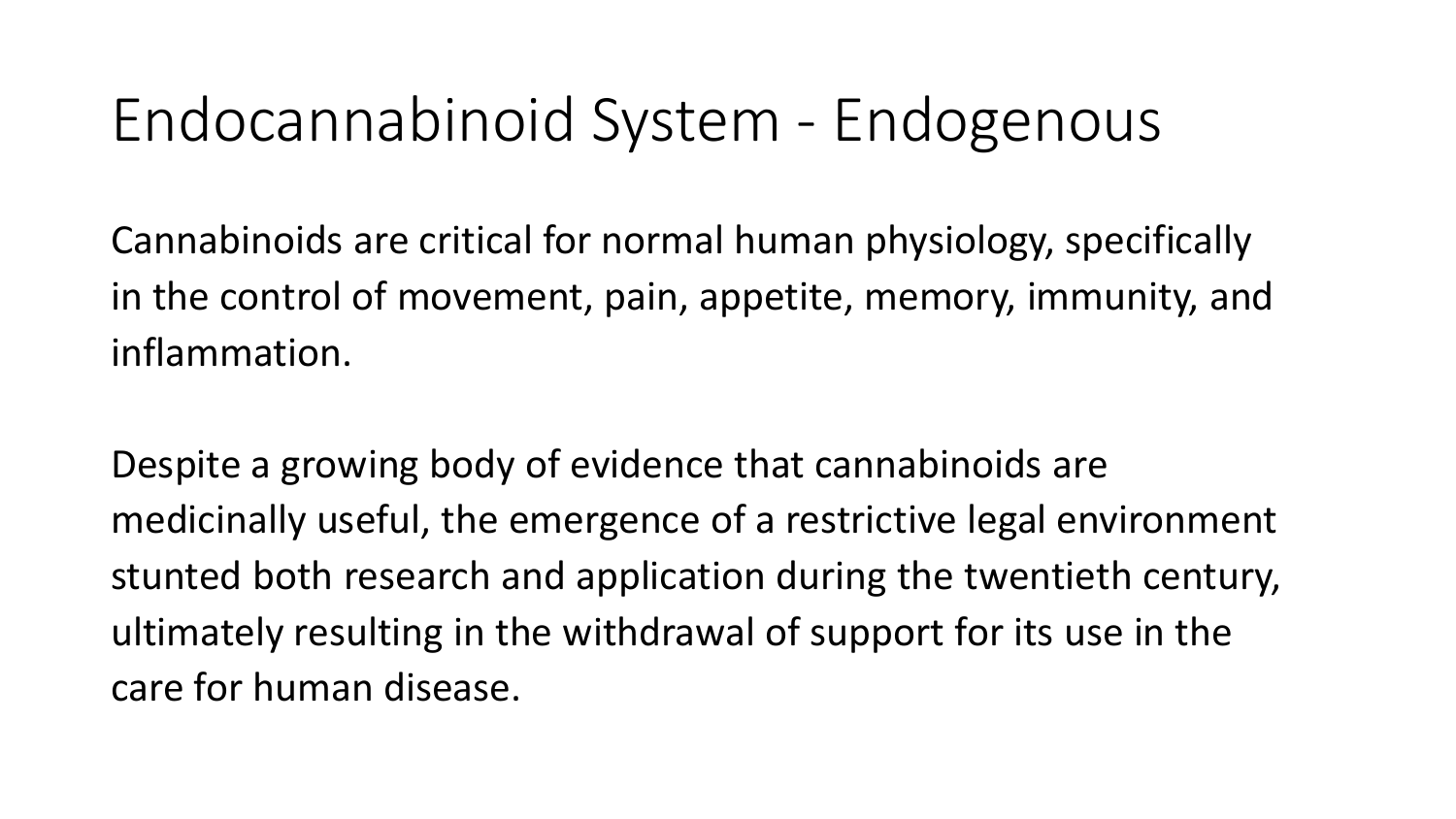# Endocannabinoid System - Endogenous

Cannabinoids are critical for normal human physiology, specifically in the control of movement, pain, appetite, memory, immunity, and inflammation.

Despite a growing body of evidence that cannabinoids are medicinally useful, the emergence of a restrictive legal environment stunted both research and application during the twentieth century, ultimately resulting in the withdrawal of support for its use in the care for human disease.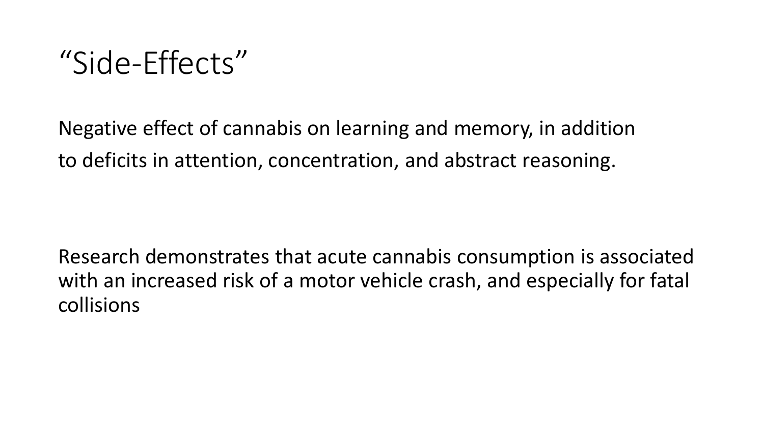# “Side-Effects”

Negative effect of cannabis on learning and memory, in addition to deficits in attention, concentration, and abstract reasoning.

Research demonstrates that acute cannabis consumption is associated with an increased risk of a motor vehicle crash, and especially for fatal collisions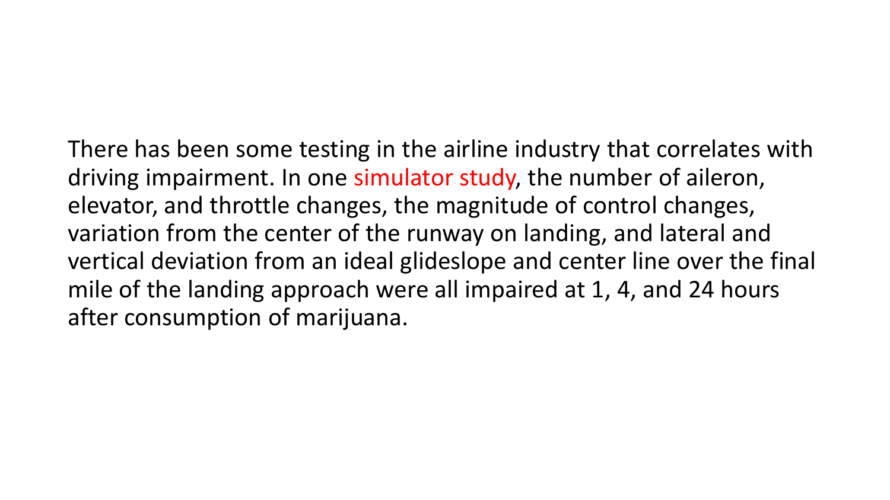There has been some testing in the airline industry that correlates with driving impairment. In one simulator study, the number of aileron, elevator, and throttle changes, the magnitude of control changes, variation from the center of the runway on landing, and lateral and vertical deviation from an ideal glideslope and center line over the final mile of the landing approach were all impaired at 1, 4, and 24 hours after consumption of marijuana.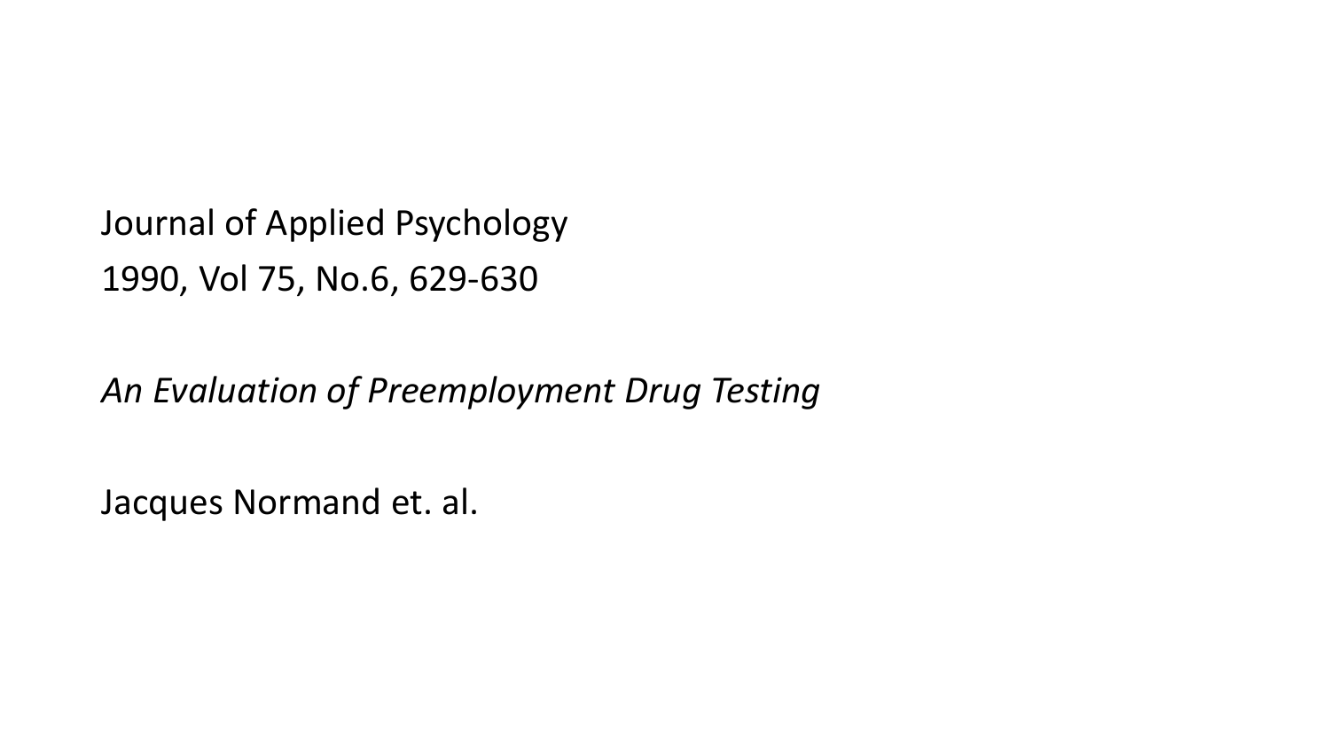Journal of Applied Psychology

1990, Vol 75, No.6, 629-630

*An Evaluation of Preemployment Drug Testing*

Jacques Normand et. al.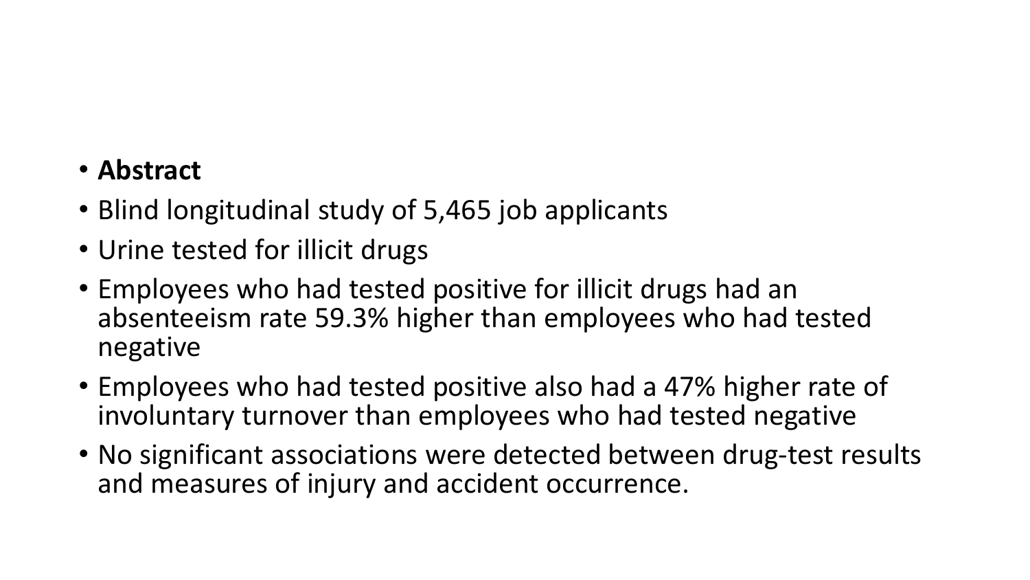- **Abstract**
- Blind longitudinal study of 5,465 job applicants
- Urine tested for illicit drugs
- Employees who had tested positive for illicit drugs had an absenteeism rate 59.3% higher than employees who had tested negative
- Employees who had tested positive also had a 47% higher rate of involuntary turnover than employees who had tested negative
- No significant associations were detected between drug-test results and measures of injury and accident occurrence.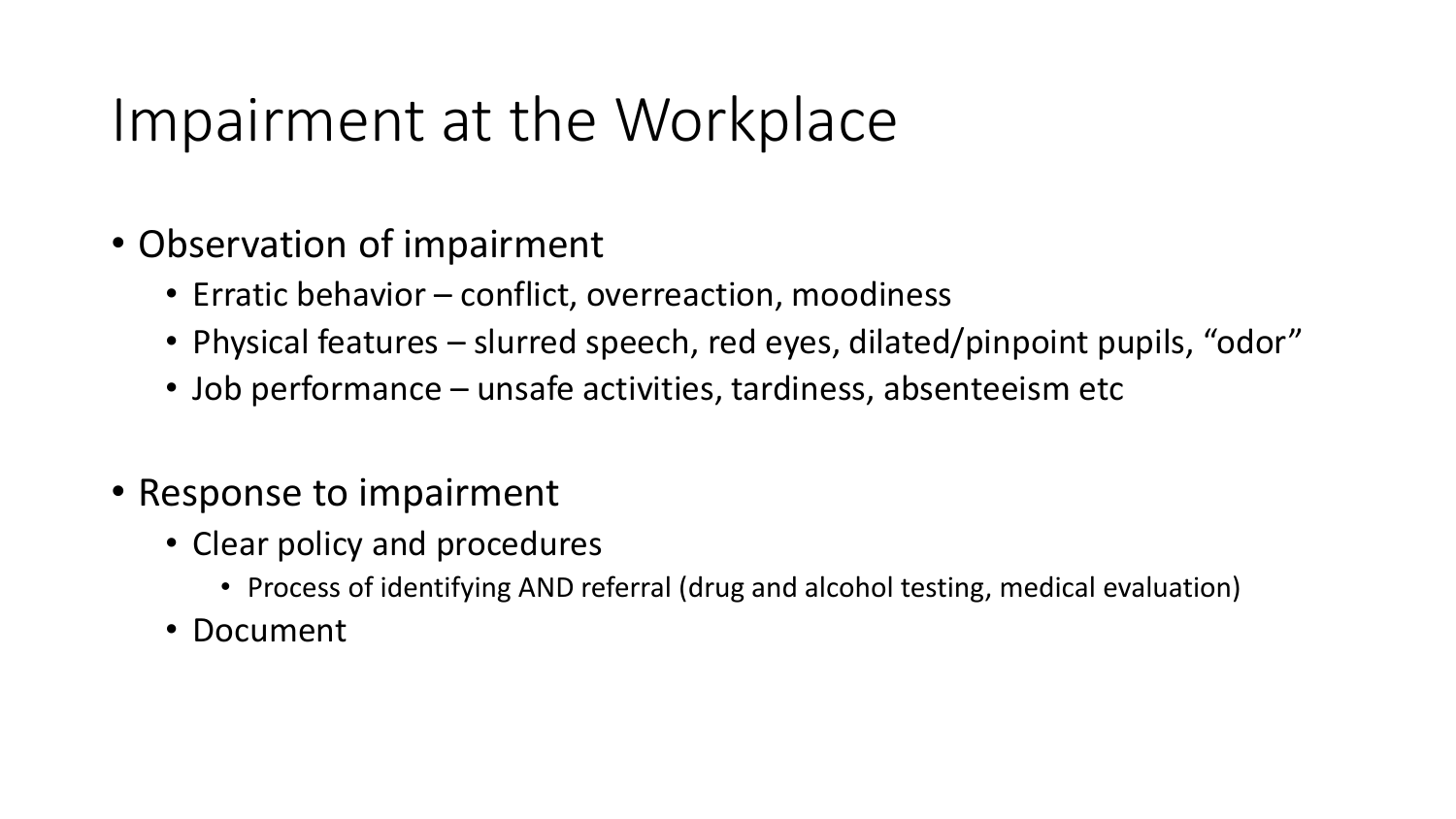# Impairment at the Workplace

- Observation of impairment
  - Erratic behavior – conflict, overreaction, moodiness
  - Physical features – slurred speech, red eyes, dilated/pinpoint pupils, "odor"
  - Job performance – unsafe activities, tardiness, absenteeism etc

- Response to impairment
  - Clear policy and procedures
    - Process of identifying AND referral (drug and alcohol testing, medical evaluation)
  - Document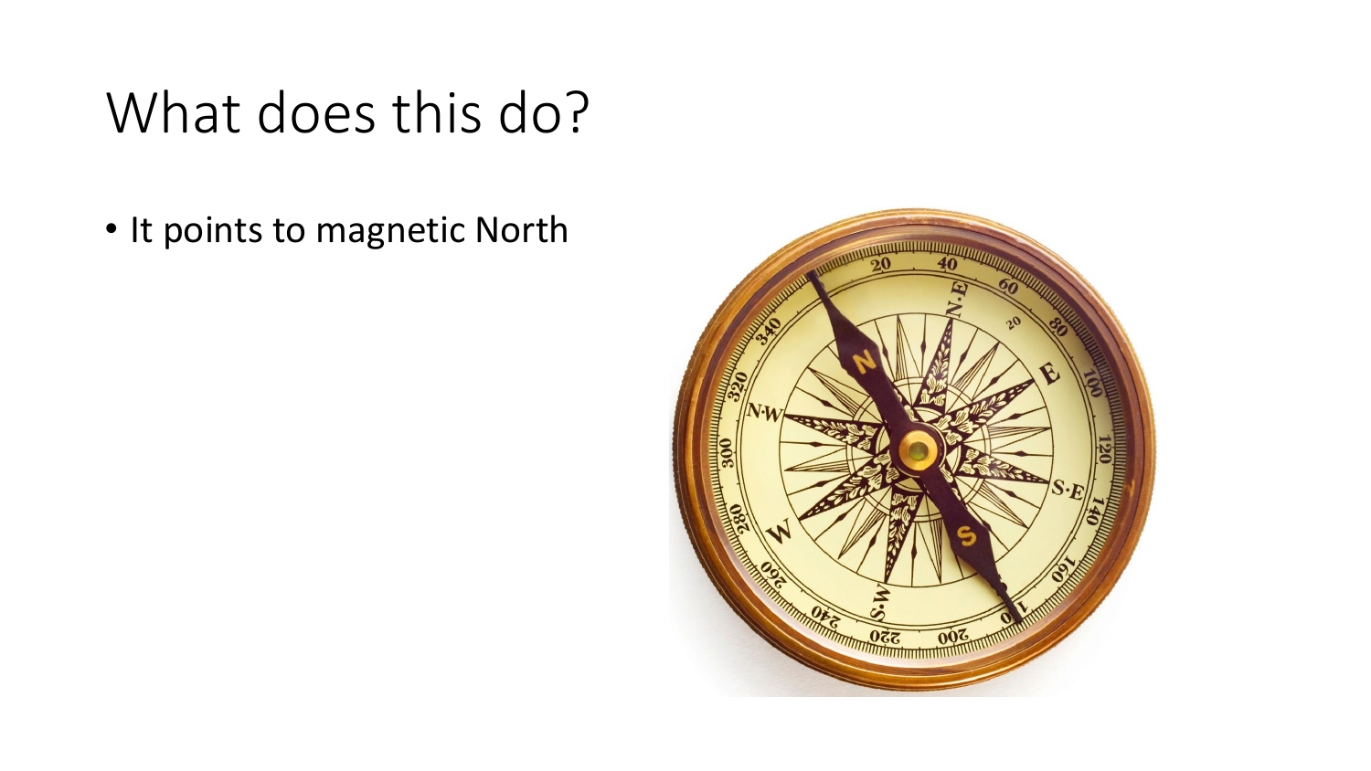# What does this do?

- It points to magnetic North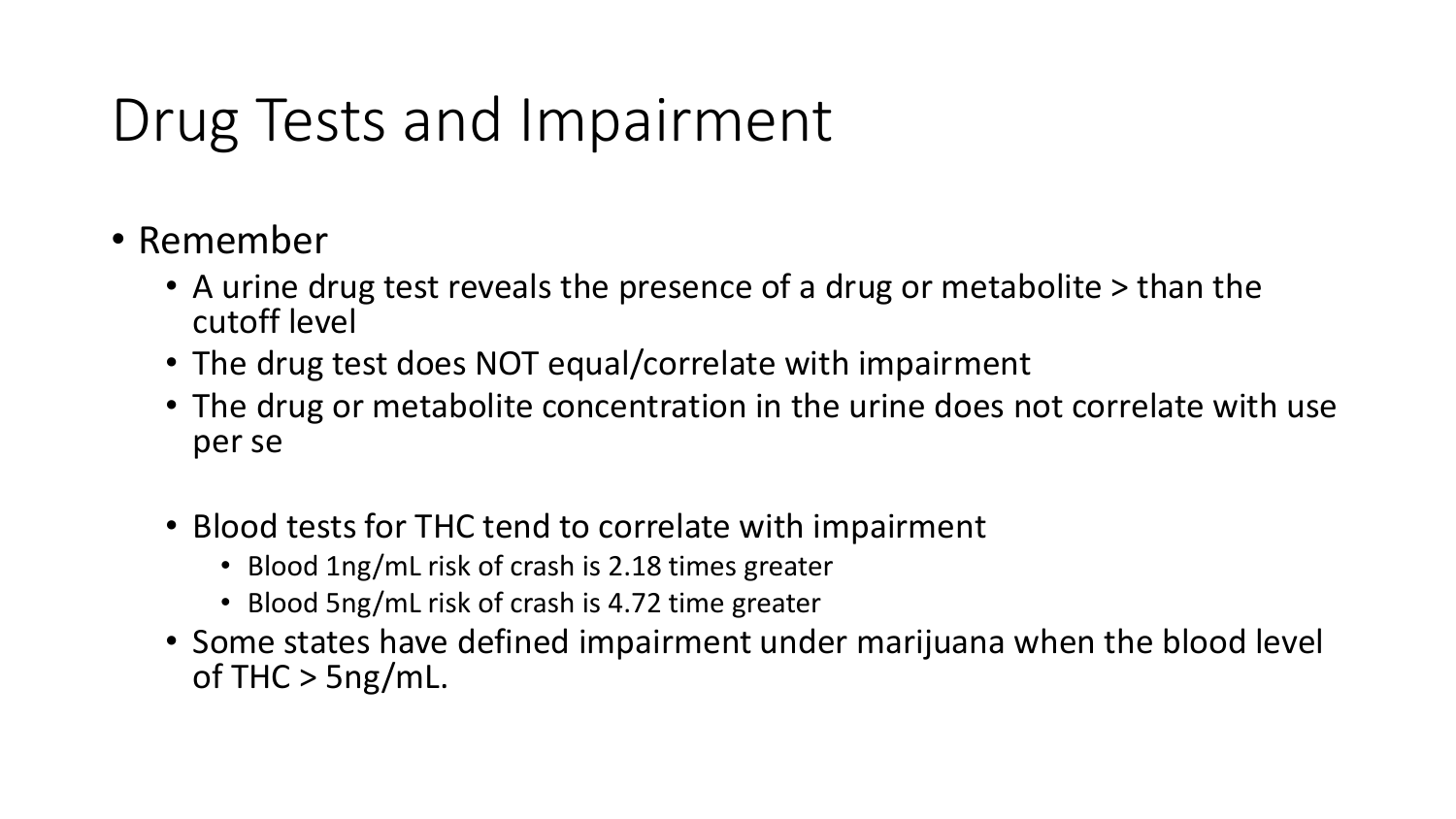# Drug Tests and Impairment

- Remember
  - A urine drug test reveals the presence of a drug or metabolite > than the cutoff level
  - The drug test does NOT equal/correlate with impairment
  - The drug or metabolite concentration in the urine does not correlate with use per se

  - Blood tests for THC tend to correlate with impairment
    - Blood 1ng/mL risk of crash is 2.18 times greater
    - Blood 5ng/mL risk of crash is 4.72 time greater
  - Some states have defined impairment under marijuana when the blood level of THC > 5ng/mL.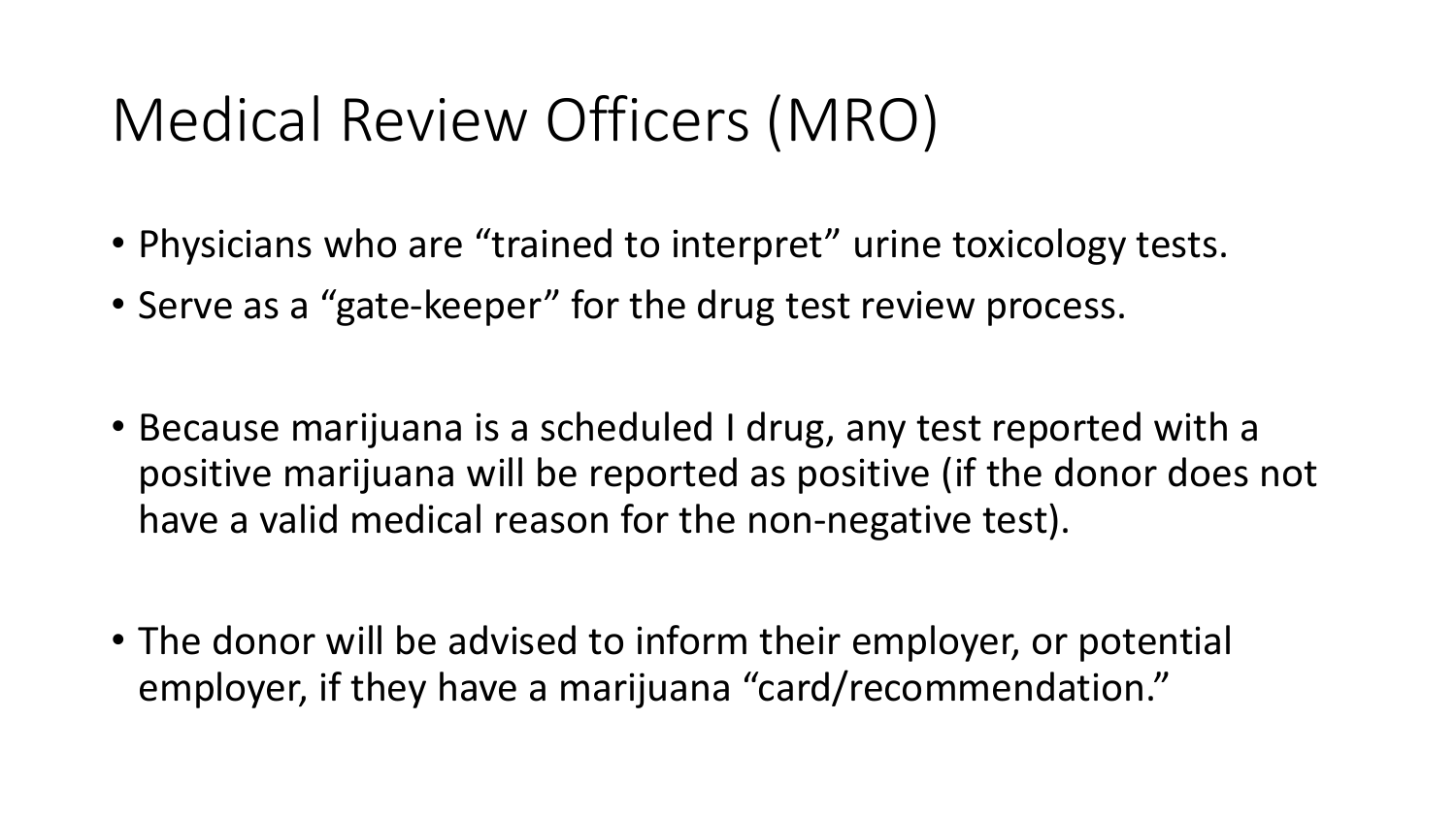# Medical Review Officers (MRO)

- Physicians who are "trained to interpret" urine toxicology tests.
- Serve as a "gate-keeper" for the drug test review process.

- Because marijuana is a scheduled I drug, any test reported with a positive marijuana will be reported as positive (if the donor does not have a valid medical reason for the non-negative test).

- The donor will be advised to inform their employer, or potential employer, if they have a marijuana "card/recommendation."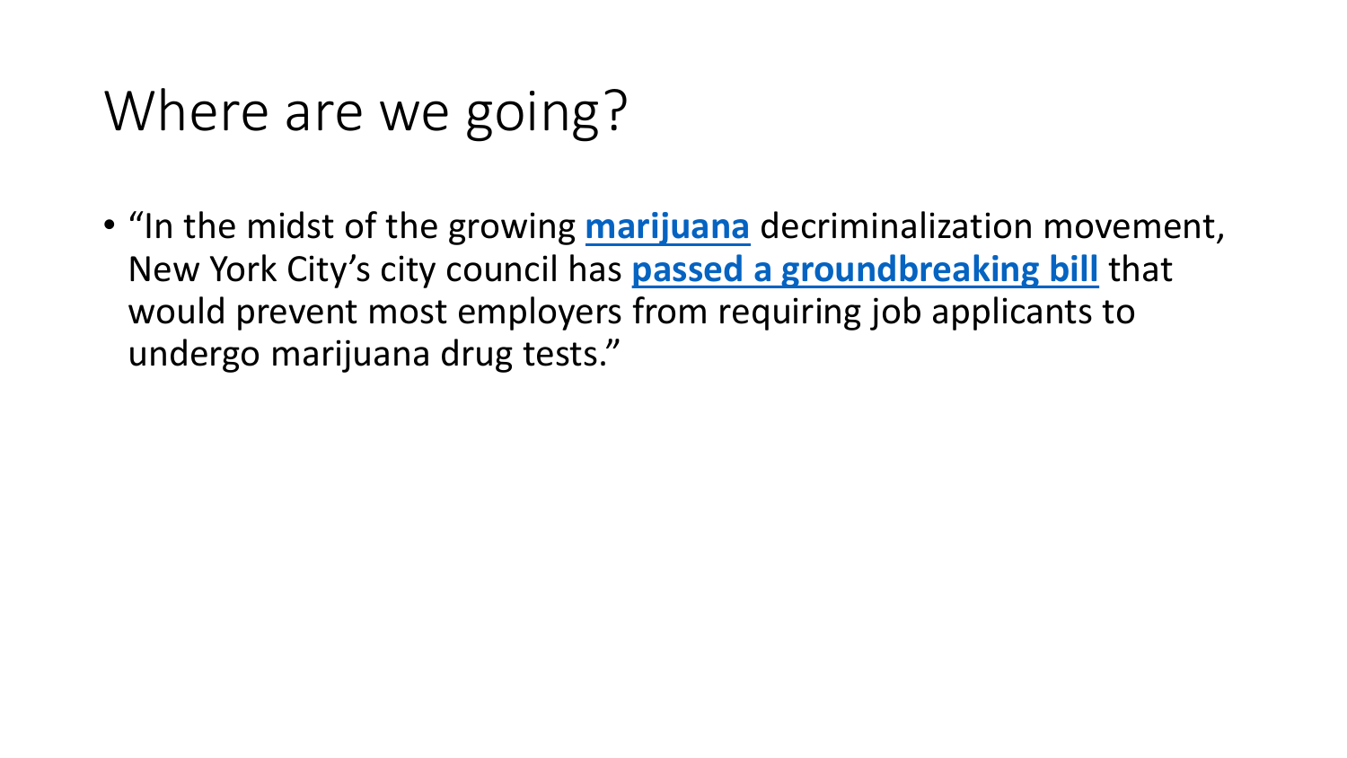# Where are we going?

- "In the midst of the growing **marijuana** decriminalization movement, New York City's city council has **passed a groundbreaking bill** that would prevent most employers from requiring job applicants to undergo marijuana drug tests."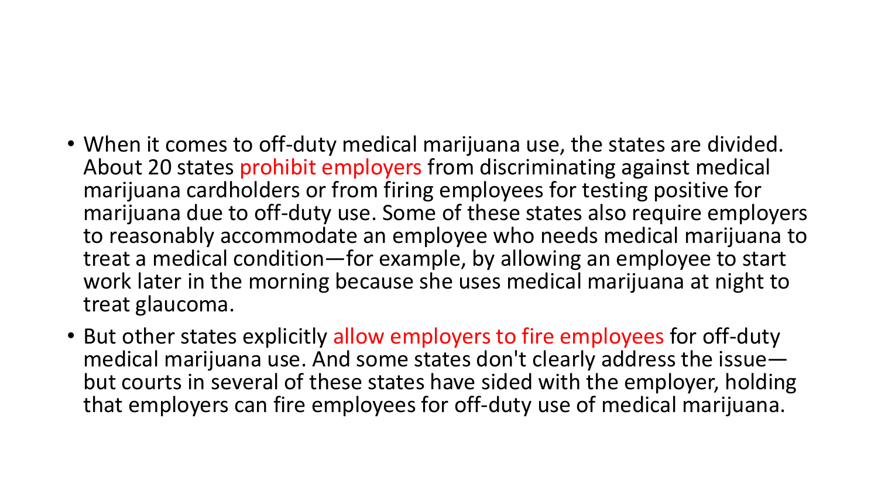- When it comes to off-duty medical marijuana use, the states are divided. About 20 states prohibit employers from discriminating against medical marijuana cardholders or from firing employees for testing positive for marijuana due to off-duty use. Some of these states also require employers to reasonably accommodate an employee who needs medical marijuana to treat a medical condition—for example, by allowing an employee to start work later in the morning because she uses medical marijuana at night to treat glaucoma.
- But other states explicitly allow employers to fire employees for off-duty medical marijuana use. And some states don't clearly address the issue—but courts in several of these states have sided with the employer, holding that employers can fire employees for off-duty use of medical marijuana.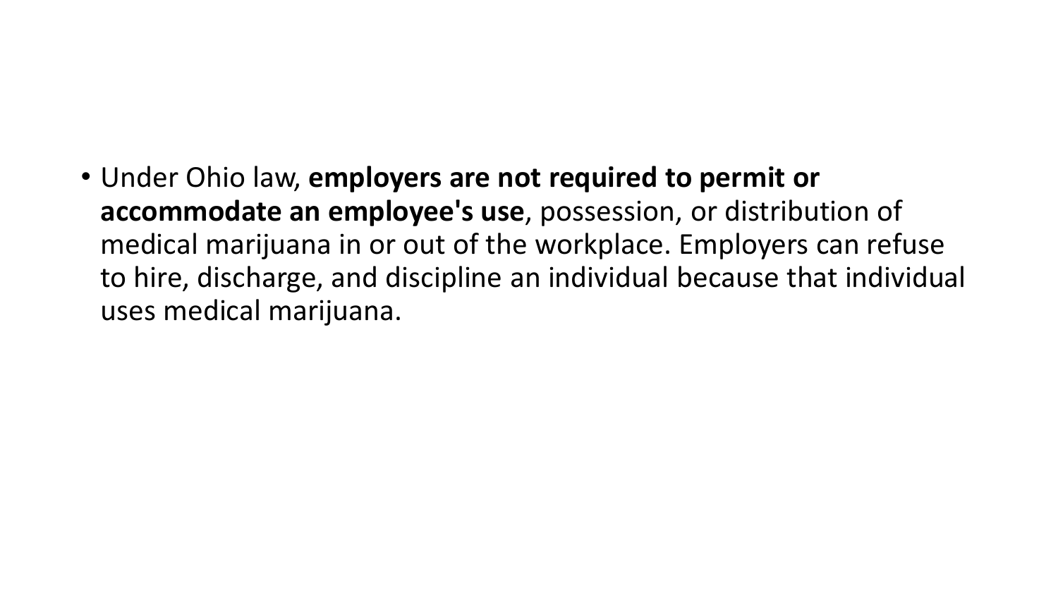- Under Ohio law, **employers are not required to permit or accommodate an employee's use**, possession, or distribution of medical marijuana in or out of the workplace. Employers can refuse to hire, discharge, and discipline an individual because that individual uses medical marijuana.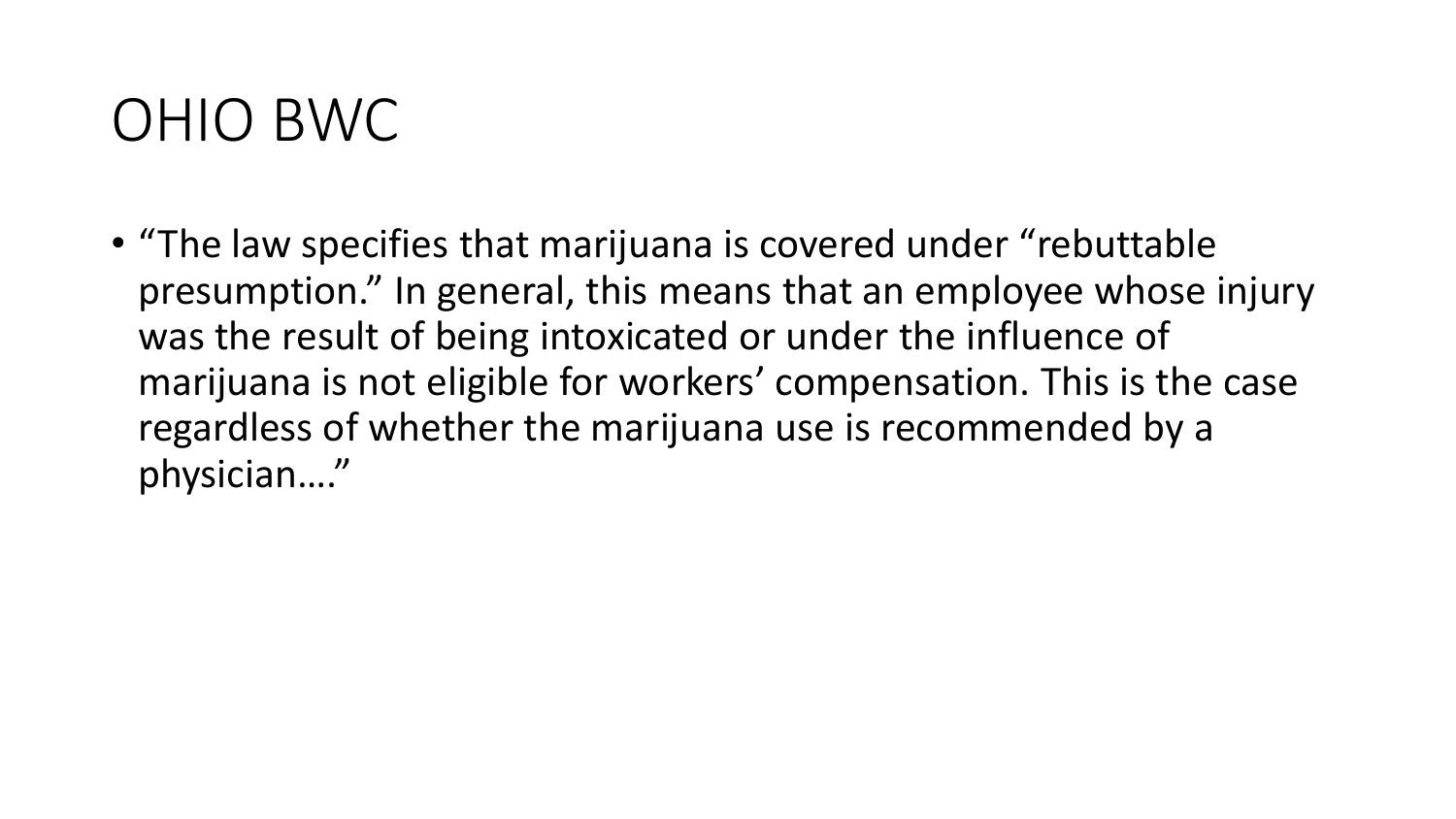# OHIO BWC

- "The law specifies that marijuana is covered under "rebuttable presumption." In general, this means that an employee whose injury was the result of being intoxicated or under the influence of marijuana is not eligible for workers' compensation. This is the case regardless of whether the marijuana use is recommended by a physician…."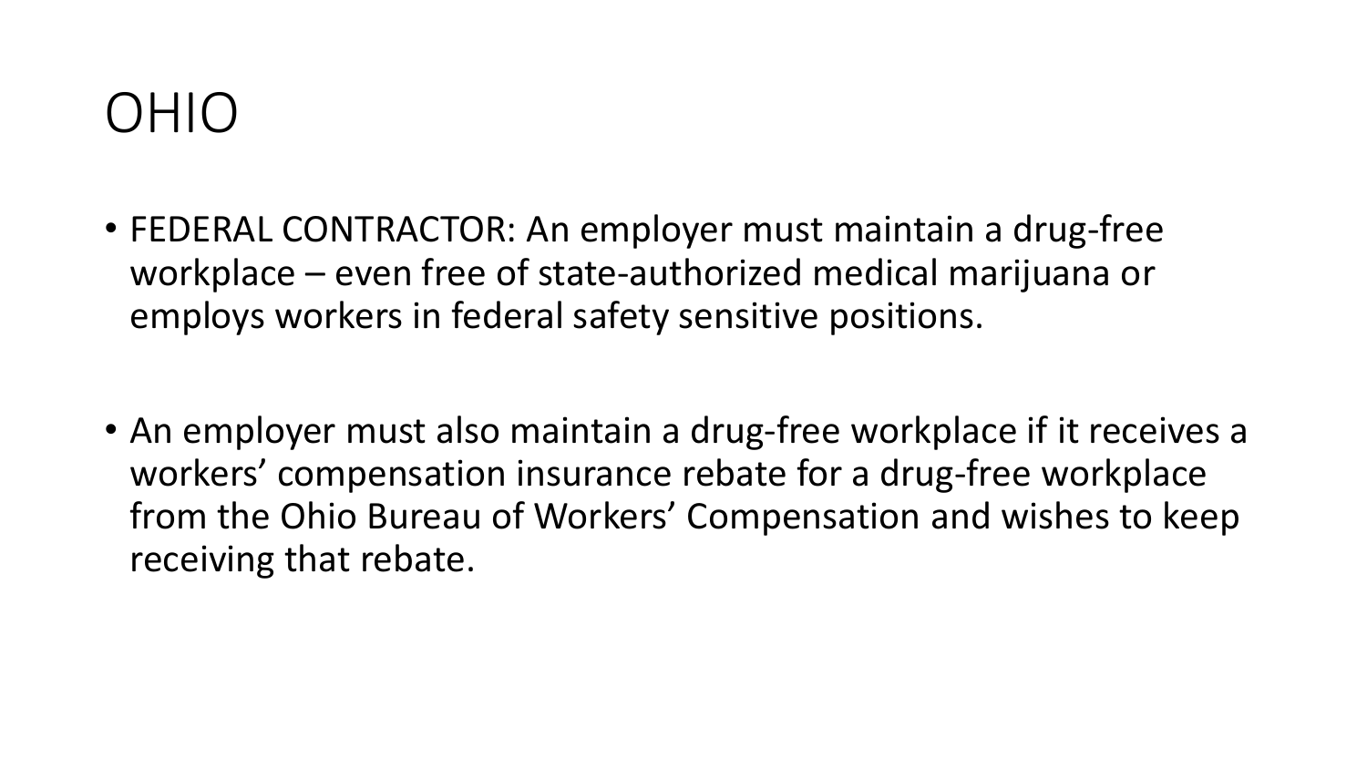# OHIO

- FEDERAL CONTRACTOR: An employer must maintain a drug-free workplace – even free of state-authorized medical marijuana or employs workers in federal safety sensitive positions.

- An employer must also maintain a drug-free workplace if it receives a workers' compensation insurance rebate for a drug-free workplace from the Ohio Bureau of Workers' Compensation and wishes to keep receiving that rebate.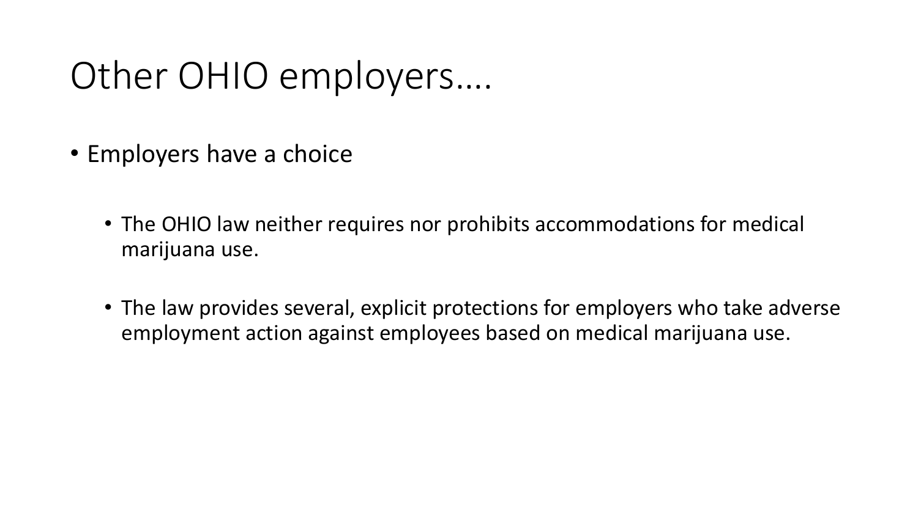# Other OHIO employers….

- Employers have a choice
  - The OHIO law neither requires nor prohibits accommodations for medical marijuana use.
  - The law provides several, explicit protections for employers who take adverse employment action against employees based on medical marijuana use.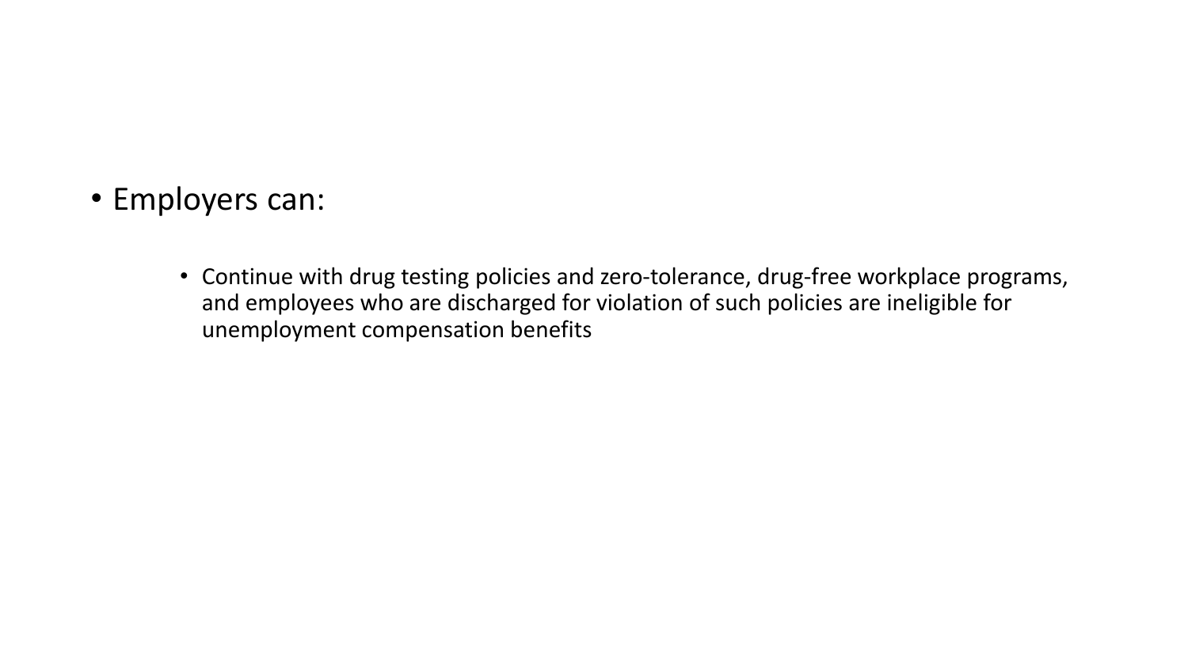- Employers can:
  - Continue with drug testing policies and zero-tolerance, drug-free workplace programs, and employees who are discharged for violation of such policies are ineligible for unemployment compensation benefits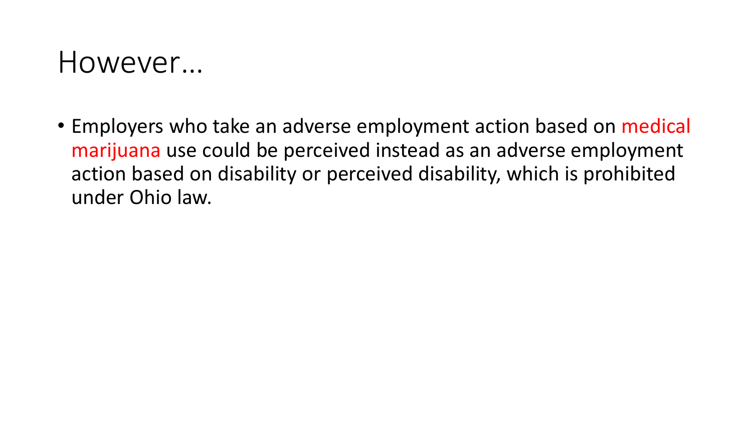# However…

- Employers who take an adverse employment action based on medical marijuana use could be perceived instead as an adverse employment action based on disability or perceived disability, which is prohibited under Ohio law.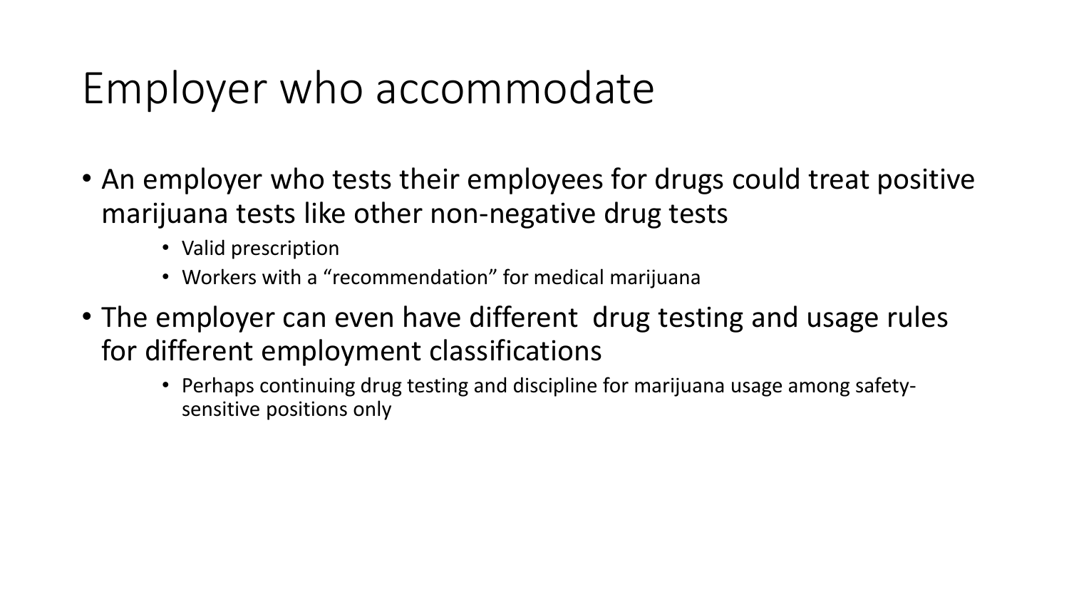# Employer who accommodate

- An employer who tests their employees for drugs could treat positive marijuana tests like other non-negative drug tests
  - Valid prescription
  - Workers with a “recommendation” for medical marijuana
- The employer can even have different drug testing and usage rules for different employment classifications
  - Perhaps continuing drug testing and discipline for marijuana usage among safety-sensitive positions only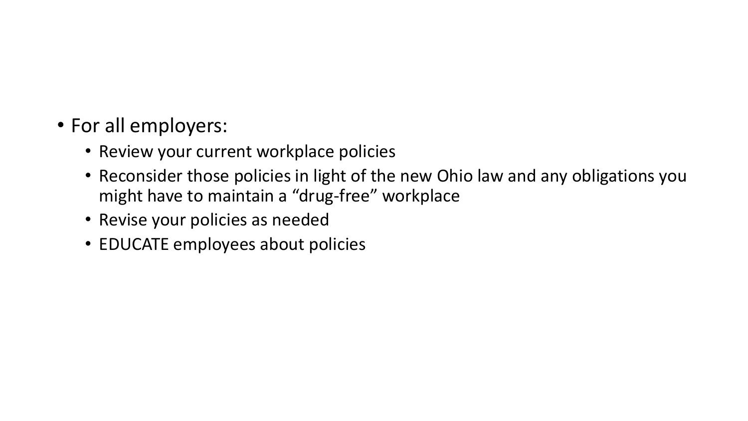- For all employers:
  - Review your current workplace policies
  - Reconsider those policies in light of the new Ohio law and any obligations you might have to maintain a “drug-free” workplace
  - Revise your policies as needed
  - EDUCATE employees about policies